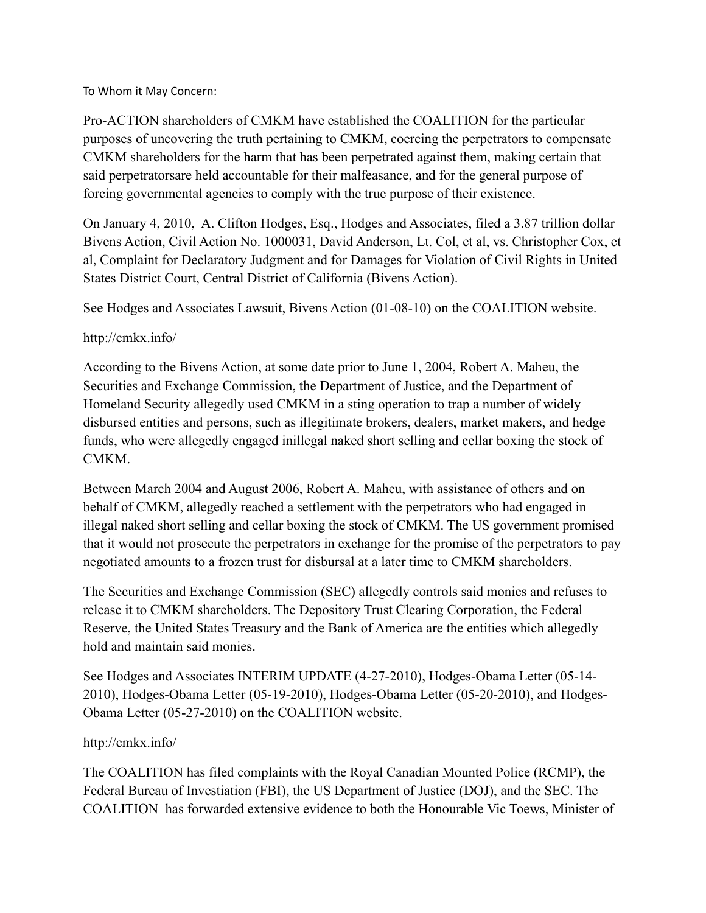To Whom it May Concern:

Pro-ACTION shareholders of CMKM have established the COALITION for the particular purposes of uncovering the truth pertaining to CMKM, coercing the perpetrators to compensate CMKM shareholders for the harm that has been perpetrated against them, making certain that said perpetratorsare held accountable for their malfeasance, and for the general purpose of forcing governmental agencies to comply with the true purpose of their existence.

On January 4, 2010, A. Clifton Hodges, Esq., Hodges and Associates, filed a 3.87 trillion dollar Bivens Action, Civil Action No. 1000031, David Anderson, Lt. Col, et al, vs. Christopher Cox, et al, Complaint for Declaratory Judgment and for Damages for Violation of Civil Rights in United States District Court, Central District of California (Bivens Action).

See Hodges and Associates Lawsuit, Bivens Action (01-08-10) on the COALITION website.

http://cmkx.info/

According to the Bivens Action, at some date prior to June 1, 2004, Robert A. Maheu, the Securities and Exchange Commission, the Department of Justice, and the Department of Homeland Security allegedly used CMKM in a sting operation to trap a number of widely disbursed entities and persons, such as illegitimate brokers, dealers, market makers, and hedge funds, who were allegedly engaged inillegal naked short selling and cellar boxing the stock of CMKM.

Between March 2004 and August 2006, Robert A. Maheu, with assistance of others and on behalf of CMKM, allegedly reached a settlement with the perpetrators who had engaged in illegal naked short selling and cellar boxing the stock of CMKM. The US government promised that it would not prosecute the perpetrators in exchange for the promise of the perpetrators to pay negotiated amounts to a frozen trust for disbursal at a later time to CMKM shareholders.

The Securities and Exchange Commission (SEC) allegedly controls said monies and refuses to release it to CMKM shareholders. The Depository Trust Clearing Corporation, the Federal Reserve, the United States Treasury and the Bank of America are the entities which allegedly hold and maintain said monies.

See Hodges and Associates INTERIM UPDATE (4-27-2010), Hodges-Obama Letter (05-14-2010), Hodges-Obama Letter (05-19-2010), Hodges-Obama Letter (05-20-2010), and Hodges-Obama Letter (05-27-2010) on the COALITION website.

http://cmkx.info/

The COALITION has filed complaints with the Royal Canadian Mounted Police (RCMP), the Federal Bureau of Investiation (FBI), the US Department of Justice (DOJ), and the SEC. The COALITION has forwarded extensive evidence to both the Honourable Vic Toews, Minister of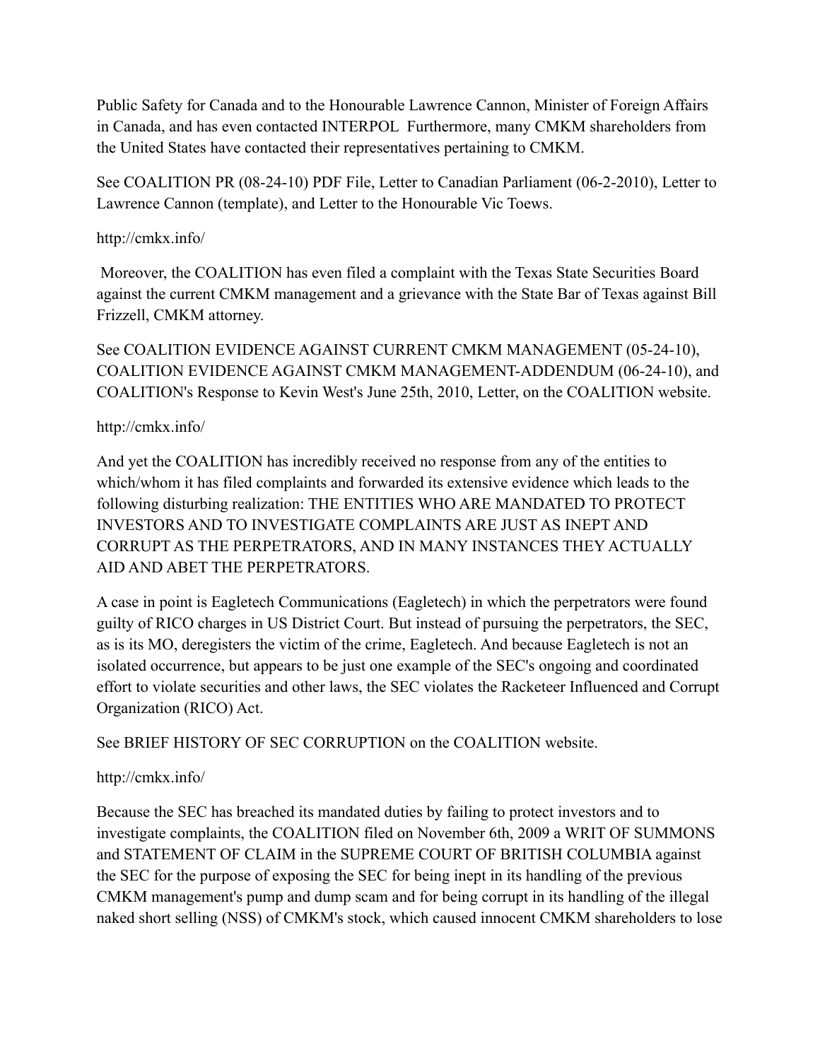Public Safety for Canada and to the Honourable Lawrence Cannon, Minister of Foreign Affairs in Canada, and has even contacted INTERPOL Furthermore, many CMKM shareholders from the United States have contacted their representatives pertaining to CMKM.

See COALITION PR (08-24-10) PDF File, Letter to Canadian Parliament (06-2-2010), Letter to Lawrence Cannon (template), and Letter to the Honourable Vic Toews.

http://cmkx.info/

Moreover, the COALITION has even filed a complaint with the Texas State Securities Board against the current CMKM management and a grievance with the State Bar of Texas against Bill Frizzell, CMKM attorney.

See COALITION EVIDENCE AGAINST CURRENT CMKM MANAGEMENT (05-24-10), COALITION EVIDENCE AGAINST CMKM MANAGEMENT-ADDENDUM (06-24-10), and COALITION's Response to Kevin West's June 25th, 2010, Letter, on the COALITION website.

http://cmkx.info/

And yet the COALITION has incredibly received no response from any of the entities to which/whom it has filed complaints and forwarded its extensive evidence which leads to the following disturbing realization: THE ENTITIES WHO ARE MANDATED TO PROTECT INVESTORS AND TO INVESTIGATE COMPLAINTS ARE JUST AS INEPT AND CORRUPT AS THE PERPETRATORS, AND IN MANY INSTANCES THEY ACTUALLY AID AND ABET THE PERPETRATORS.

A case in point is Eagletech Communications (Eagletech) in which the perpetrators were found guilty of RICO charges in US District Court. But instead of pursuing the perpetrators, the SEC, as is its MO, deregisters the victim of the crime, Eagletech. And because Eagletech is not an isolated occurrence, but appears to be just one example of the SEC's ongoing and coordinated effort to violate securities and other laws, the SEC violates the Racketeer Influenced and Corrupt Organization (RICO) Act.

See BRIEF HISTORY OF SEC CORRUPTION on the COALITION website.

http://cmkx.info/

Because the SEC has breached its mandated duties by failing to protect investors and to investigate complaints, the COALITION filed on November 6th, 2009 a WRIT OF SUMMONS and STATEMENT OF CLAIM in the SUPREME COURT OF BRITISH COLUMBIA against the SEC for the purpose of exposing the SEC for being inept in its handling of the previous CMKM management's pump and dump scam and for being corrupt in its handling of the illegal naked short selling (NSS) of CMKM's stock, which caused innocent CMKM shareholders to lose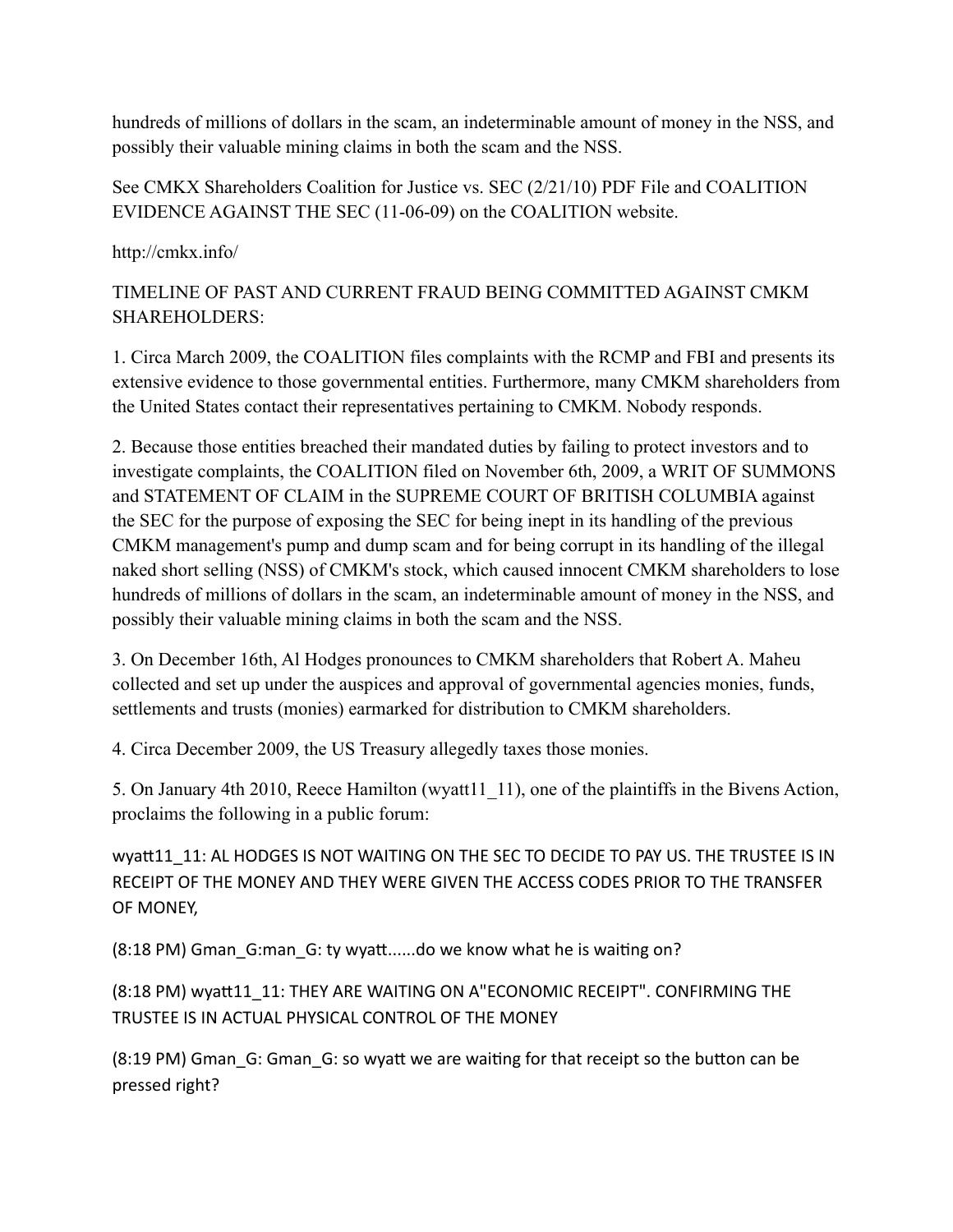hundreds of millions of dollars in the scam, an indeterminable amount of money in the NSS, and possibly their valuable mining claims in both the scam and the NSS.

See CMKX Shareholders Coalition for Justice vs. SEC (2/21/10) PDF File and COALITION EVIDENCE AGAINST THE SEC (11-06-09) on the COALITION website.

http://cmkx.info/

TIMELINE OF PAST AND CURRENT FRAUD BEING COMMITTED AGAINST CMKM SHAREHOLDERS:

1. Circa March 2009, the COALITION files complaints with the RCMP and FBI and presents its extensive evidence to those governmental entities. Furthermore, many CMKM shareholders from the United States contact their representatives pertaining to CMKM. Nobody responds.

2. Because those entities breached their mandated duties by failing to protect investors and to investigate complaints, the COALITION filed on November 6th, 2009, a WRIT OF SUMMONS and STATEMENT OF CLAIM in the SUPREME COURT OF BRITISH COLUMBIA against the SEC for the purpose of exposing the SEC for being inept in its handling of the previous CMKM management's pump and dump scam and for being corrupt in its handling of the illegal naked short selling (NSS) of CMKM's stock, which caused innocent CMKM shareholders to lose hundreds of millions of dollars in the scam, an indeterminable amount of money in the NSS, and possibly their valuable mining claims in both the scam and the NSS.

3. On December 16th, Al Hodges pronounces to CMKM shareholders that Robert A. Maheu collected and set up under the auspices and approval of governmental agencies monies, funds, settlements and trusts (monies) earmarked for distribution to CMKM shareholders.

4. Circa December 2009, the US Treasury allegedly taxes those monies.

5. On January 4th 2010, Reece Hamilton (wyatt11_11), one of the plaintiffs in the Bivens Action, proclaims the following in a public forum:

wyatt11_11: AL HODGES IS NOT WAITING ON THE SEC TO DECIDE TO PAY US. THE TRUSTEE IS IN RECEIPT OF THE MONEY AND THEY WERE GIVEN THE ACCESS CODES PRIOR TO THE TRANSFER OF MONEY,

(8:18 PM) Gman_G:man_G: ty wyatt......do we know what he is waiting on?

(8:18 PM) wyatt11_11: THEY ARE WAITING ON A"ECONOMIC RECEIPT". CONFIRMING THE TRUSTEE IS IN ACTUAL PHYSICAL CONTROL OF THE MONEY

(8:19 PM) Gman_G: Gman_G: so wyatt we are waiting for that receipt so the button can be pressed right?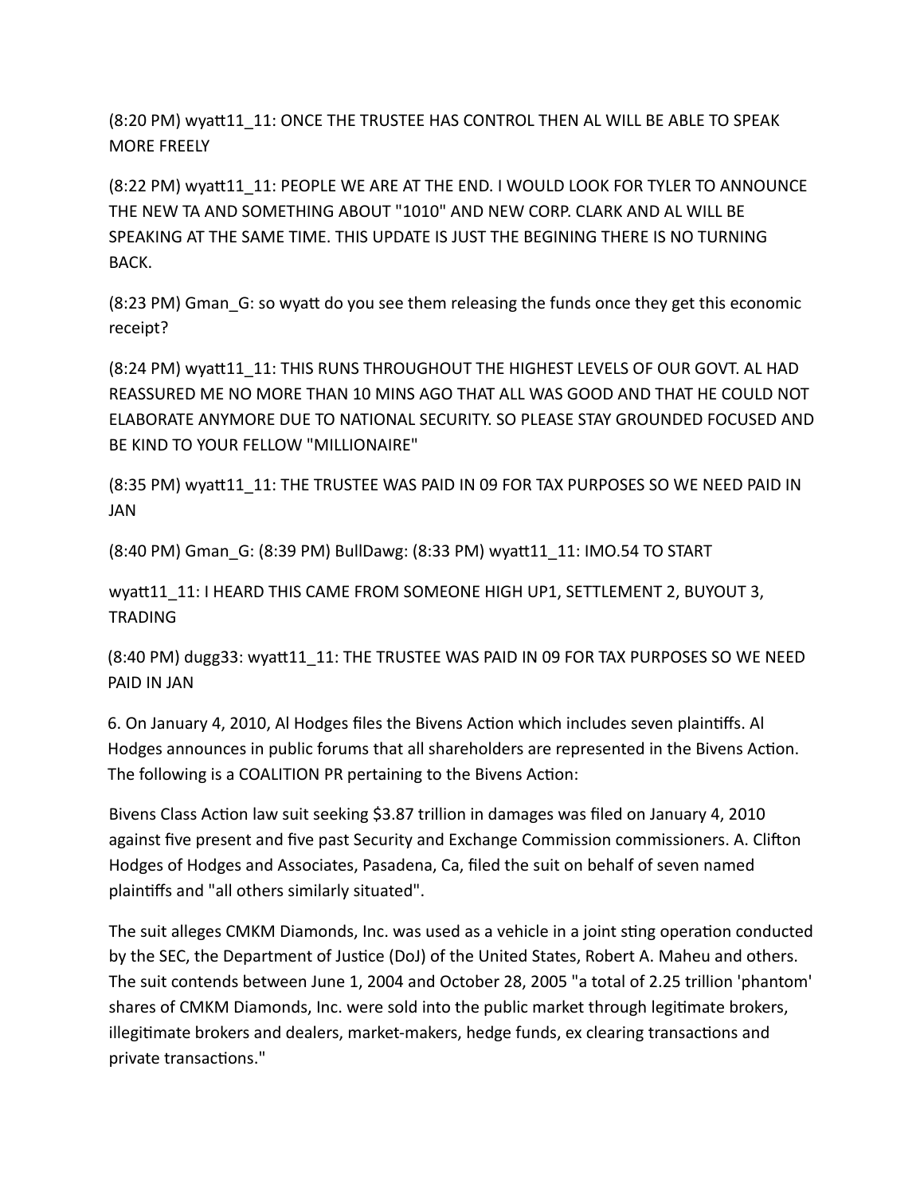(8:20 PM) wyatt11_11: ONCE THE TRUSTEE HAS CONTROL THEN AL WILL BE ABLE TO SPEAK MORE FREELY

(8:22 PM) wyatt11_11: PEOPLE WE ARE AT THE END. I WOULD LOOK FOR TYLER TO ANNOUNCE THE NEW TA AND SOMETHING ABOUT "1010" AND NEW CORP. CLARK AND AL WILL BE SPEAKING AT THE SAME TIME. THIS UPDATE IS JUST THE BEGINING THERE IS NO TURNING BACK.

(8:23 PM) Gman_G: so wyatt do you see them releasing the funds once they get this economic receipt?

(8:24 PM) wyatt11_11: THIS RUNS THROUGHOUT THE HIGHEST LEVELS OF OUR GOVT. AL HAD REASSURED ME NO MORE THAN 10 MINS AGO THAT ALL WAS GOOD AND THAT HE COULD NOT ELABORATE ANYMORE DUE TO NATIONAL SECURITY. SO PLEASE STAY GROUNDED FOCUSED AND BE KIND TO YOUR FELLOW "MILLIONAIRE"

(8:35 PM) wyatt11_11: THE TRUSTEE WAS PAID IN 09 FOR TAX PURPOSES SO WE NEED PAID IN JAN

(8:40 PM) Gman_G: (8:39 PM) BullDawg: (8:33 PM) wyatt11_11: IMO.54 TO START

wyatt11_11: I HEARD THIS CAME FROM SOMEONE HIGH UP1, SETTLEMENT 2, BUYOUT 3, TRADING

(8:40 PM) dugg33: wyatt11_11: THE TRUSTEE WAS PAID IN 09 FOR TAX PURPOSES SO WE NEED PAID IN JAN

6. On January 4, 2010, Al Hodges files the Bivens Action which includes seven plaintiffs. Al Hodges announces in public forums that all shareholders are represented in the Bivens Action. The following is a COALITION PR pertaining to the Bivens Action:

Bivens Class Action law suit seeking $3.87 trillion in damages was filed on January 4, 2010 against five present and five past Security and Exchange Commission commissioners. A. Clifton Hodges of Hodges and Associates, Pasadena, Ca, filed the suit on behalf of seven named plaintiffs and "all others similarly situated".

The suit alleges CMKM Diamonds, Inc. was used as a vehicle in a joint sting operation conducted by the SEC, the Department of Justice (DoJ) of the United States, Robert A. Maheu and others. The suit contends between June 1, 2004 and October 28, 2005 "a total of 2.25 trillion 'phantom' shares of CMKM Diamonds, Inc. were sold into the public market through legitimate brokers, illegitimate brokers and dealers, market-makers, hedge funds, ex clearing transactions and private transactions."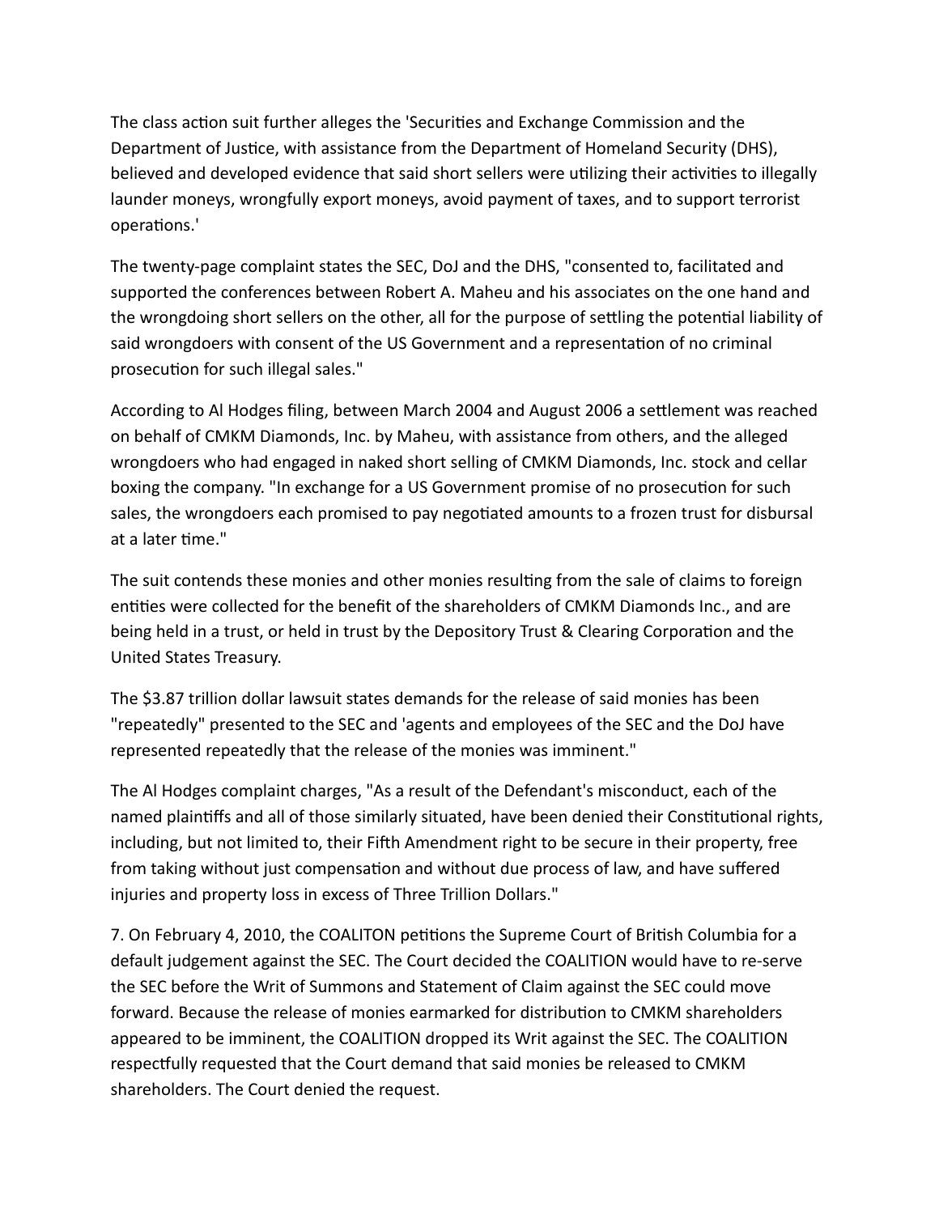The class action suit further alleges the 'Securities and Exchange Commission and the Department of Justice, with assistance from the Department of Homeland Security (DHS), believed and developed evidence that said short sellers were utilizing their activities to illegally launder moneys, wrongfully export moneys, avoid payment of taxes, and to support terrorist operations.'

The twenty-page complaint states the SEC, DoJ and the DHS, "consented to, facilitated and supported the conferences between Robert A. Maheu and his associates on the one hand and the wrongdoing short sellers on the other, all for the purpose of settling the potential liability of said wrongdoers with consent of the US Government and a representation of no criminal prosecution for such illegal sales."

According to Al Hodges filing, between March 2004 and August 2006 a settlement was reached on behalf of CMKM Diamonds, Inc. by Maheu, with assistance from others, and the alleged wrongdoers who had engaged in naked short selling of CMKM Diamonds, Inc. stock and cellar boxing the company. "In exchange for a US Government promise of no prosecution for such sales, the wrongdoers each promised to pay negotiated amounts to a frozen trust for disbursal at a later time."

The suit contends these monies and other monies resulting from the sale of claims to foreign entities were collected for the benefit of the shareholders of CMKM Diamonds Inc., and are being held in a trust, or held in trust by the Depository Trust & Clearing Corporation and the United States Treasury.

The $3.87 trillion dollar lawsuit states demands for the release of said monies has been "repeatedly" presented to the SEC and 'agents and employees of the SEC and the DoJ have represented repeatedly that the release of the monies was imminent."

The Al Hodges complaint charges, "As a result of the Defendant's misconduct, each of the named plaintiffs and all of those similarly situated, have been denied their Constitutional rights, including, but not limited to, their Fifth Amendment right to be secure in their property, free from taking without just compensation and without due process of law, and have suffered injuries and property loss in excess of Three Trillion Dollars."

7. On February 4, 2010, the COALITON petitions the Supreme Court of British Columbia for a default judgement against the SEC. The Court decided the COALITION would have to re-serve the SEC before the Writ of Summons and Statement of Claim against the SEC could move forward. Because the release of monies earmarked for distribution to CMKM shareholders appeared to be imminent, the COALITION dropped its Writ against the SEC. The COALITION respectfully requested that the Court demand that said monies be released to CMKM shareholders. The Court denied the request.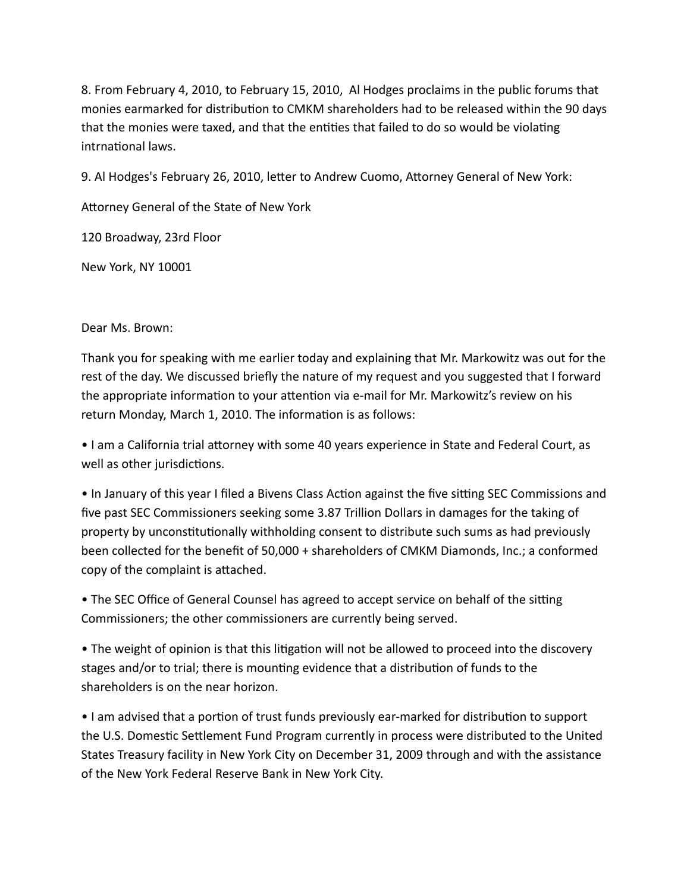8. From February 4, 2010, to February 15, 2010, Al Hodges proclaims in the public forums that monies earmarked for distribution to CMKM shareholders had to be released within the 90 days that the monies were taxed, and that the entities that failed to do so would be violating intrnational laws.

9. Al Hodges's February 26, 2010, letter to Andrew Cuomo, Attorney General of New York:

Attorney General of the State of New York

120 Broadway, 23rd Floor

New York, NY 10001

Dear Ms. Brown:

Thank you for speaking with me earlier today and explaining that Mr. Markowitz was out for the rest of the day. We discussed briefly the nature of my request and you suggested that I forward the appropriate information to your attention via e-mail for Mr. Markowitz's review on his return Monday, March 1, 2010. The information is as follows:

• I am a California trial attorney with some 40 years experience in State and Federal Court, as well as other jurisdictions.

• In January of this year I filed a Bivens Class Action against the five sitting SEC Commissions and five past SEC Commissioners seeking some 3.87 Trillion Dollars in damages for the taking of property by unconstitutionally withholding consent to distribute such sums as had previously been collected for the benefit of 50,000 + shareholders of CMKM Diamonds, Inc.; a conformed copy of the complaint is attached.

• The SEC Office of General Counsel has agreed to accept service on behalf of the sitting Commissioners; the other commissioners are currently being served.

• The weight of opinion is that this litigation will not be allowed to proceed into the discovery stages and/or to trial; there is mounting evidence that a distribution of funds to the shareholders is on the near horizon.

• I am advised that a portion of trust funds previously ear-marked for distribution to support the U.S. Domestic Settlement Fund Program currently in process were distributed to the United States Treasury facility in New York City on December 31, 2009 through and with the assistance of the New York Federal Reserve Bank in New York City.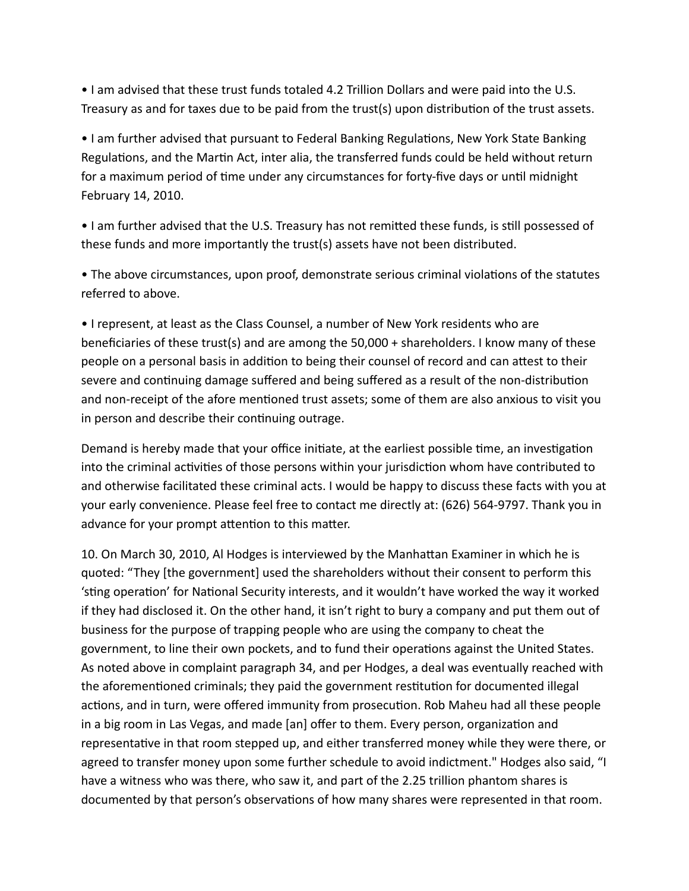- I am advised that these trust funds totaled 4.2 Trillion Dollars and were paid into the U.S. Treasury as and for taxes due to be paid from the trust(s) upon distribution of the trust assets.

- I am further advised that pursuant to Federal Banking Regulations, New York State Banking Regulations, and the Martin Act, inter alia, the transferred funds could be held without return for a maximum period of time under any circumstances for forty-five days or until midnight February 14, 2010.

- I am further advised that the U.S. Treasury has not remitted these funds, is still possessed of these funds and more importantly the trust(s) assets have not been distributed.

- The above circumstances, upon proof, demonstrate serious criminal violations of the statutes referred to above.

- I represent, at least as the Class Counsel, a number of New York residents who are beneficiaries of these trust(s) and are among the 50,000 + shareholders. I know many of these people on a personal basis in addition to being their counsel of record and can attest to their severe and continuing damage suffered and being suffered as a result of the non-distribution and non-receipt of the afore mentioned trust assets; some of them are also anxious to visit you in person and describe their continuing outrage.

Demand is hereby made that your office initiate, at the earliest possible time, an investigation into the criminal activities of those persons within your jurisdiction whom have contributed to and otherwise facilitated these criminal acts. I would be happy to discuss these facts with you at your early convenience. Please feel free to contact me directly at: (626) 564-9797. Thank you in advance for your prompt attention to this matter.

10. On March 30, 2010, Al Hodges is interviewed by the Manhattan Examiner in which he is quoted: "They [the government] used the shareholders without their consent to perform this 'sting operation' for National Security interests, and it wouldn't have worked the way it worked if they had disclosed it. On the other hand, it isn't right to bury a company and put them out of business for the purpose of trapping people who are using the company to cheat the government, to line their own pockets, and to fund their operations against the United States. As noted above in complaint paragraph 34, and per Hodges, a deal was eventually reached with the aforementioned criminals; they paid the government restitution for documented illegal actions, and in turn, were offered immunity from prosecution. Rob Maheu had all these people in a big room in Las Vegas, and made [an] offer to them. Every person, organization and representative in that room stepped up, and either transferred money while they were there, or agreed to transfer money upon some further schedule to avoid indictment." Hodges also said, "I have a witness who was there, who saw it, and part of the 2.25 trillion phantom shares is documented by that person's observations of how many shares were represented in that room.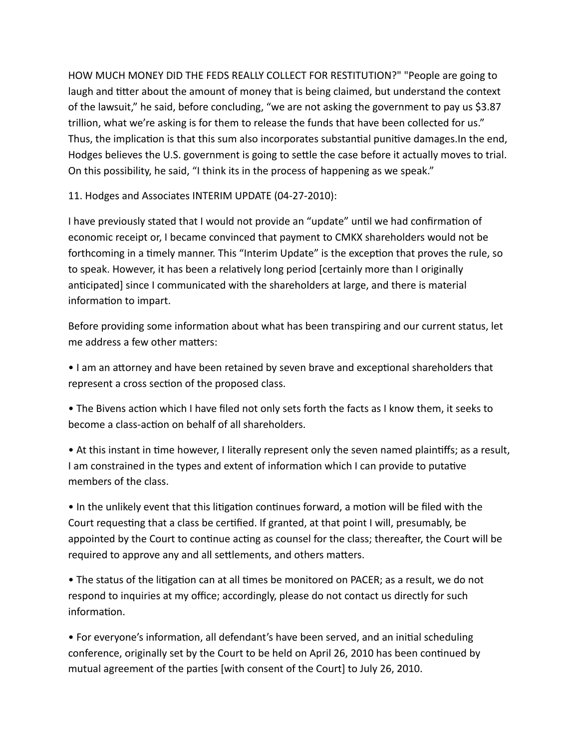HOW MUCH MONEY DID THE FEDS REALLY COLLECT FOR RESTITUTION?" "People are going to laugh and titter about the amount of money that is being claimed, but understand the context of the lawsuit," he said, before concluding, "we are not asking the government to pay us $3.87 trillion, what we're asking is for them to release the funds that have been collected for us." Thus, the implication is that this sum also incorporates substantial punitive damages.In the end, Hodges believes the U.S. government is going to settle the case before it actually moves to trial. On this possibility, he said, "I think its in the process of happening as we speak."

11. Hodges and Associates INTERIM UPDATE (04-27-2010):

I have previously stated that I would not provide an "update" until we had confirmation of economic receipt or, I became convinced that payment to CMKX shareholders would not be forthcoming in a timely manner. This "Interim Update" is the exception that proves the rule, so to speak. However, it has been a relatively long period [certainly more than I originally anticipated] since I communicated with the shareholders at large, and there is material information to impart.

Before providing some information about what has been transpiring and our current status, let me address a few other matters:

- I am an attorney and have been retained by seven brave and exceptional shareholders that represent a cross section of the proposed class.
- The Bivens action which I have filed not only sets forth the facts as I know them, it seeks to become a class-action on behalf of all shareholders.
- At this instant in time however, I literally represent only the seven named plaintiffs; as a result, I am constrained in the types and extent of information which I can provide to putative members of the class.
- In the unlikely event that this litigation continues forward, a motion will be filed with the Court requesting that a class be certified. If granted, at that point I will, presumably, be appointed by the Court to continue acting as counsel for the class; thereafter, the Court will be required to approve any and all settlements, and others matters.
- The status of the litigation can at all times be monitored on PACER; as a result, we do not respond to inquiries at my office; accordingly, please do not contact us directly for such information.
- For everyone's information, all defendant's have been served, and an initial scheduling conference, originally set by the Court to be held on April 26, 2010 has been continued by mutual agreement of the parties [with consent of the Court] to July 26, 2010.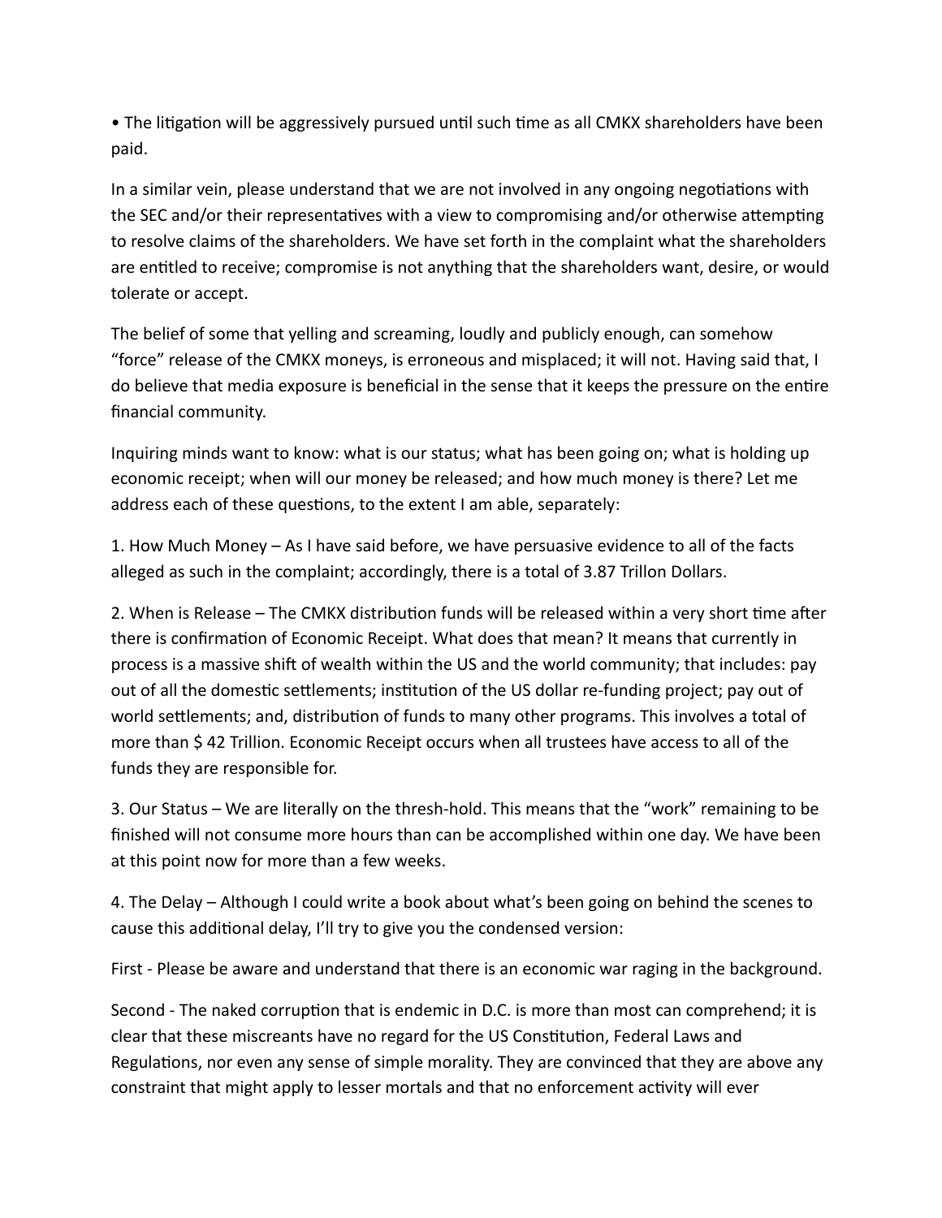- The litigation will be aggressively pursued until such time as all CMKX shareholders have been paid.

In a similar vein, please understand that we are not involved in any ongoing negotiations with the SEC and/or their representatives with a view to compromising and/or otherwise attempting to resolve claims of the shareholders. We have set forth in the complaint what the shareholders are entitled to receive; compromise is not anything that the shareholders want, desire, or would tolerate or accept.

The belief of some that yelling and screaming, loudly and publicly enough, can somehow "force" release of the CMKX moneys, is erroneous and misplaced; it will not. Having said that, I do believe that media exposure is beneficial in the sense that it keeps the pressure on the entire financial community.

Inquiring minds want to know: what is our status; what has been going on; what is holding up economic receipt; when will our money be released; and how much money is there? Let me address each of these questions, to the extent I am able, separately:

1. How Much Money – As I have said before, we have persuasive evidence to all of the facts alleged as such in the complaint; accordingly, there is a total of 3.87 Trillon Dollars.

2. When is Release – The CMKX distribution funds will be released within a very short time after there is confirmation of Economic Receipt. What does that mean? It means that currently in process is a massive shift of wealth within the US and the world community; that includes: pay out of all the domestic settlements; institution of the US dollar re-funding project; pay out of world settlements; and, distribution of funds to many other programs. This involves a total of more than $ 42 Trillion. Economic Receipt occurs when all trustees have access to all of the funds they are responsible for.

3. Our Status – We are literally on the thresh-hold. This means that the "work" remaining to be finished will not consume more hours than can be accomplished within one day. We have been at this point now for more than a few weeks.

4. The Delay – Although I could write a book about what's been going on behind the scenes to cause this additional delay, I'll try to give you the condensed version:

First - Please be aware and understand that there is an economic war raging in the background.

Second - The naked corruption that is endemic in D.C. is more than most can comprehend; it is clear that these miscreants have no regard for the US Constitution, Federal Laws and Regulations, nor even any sense of simple morality. They are convinced that they are above any constraint that might apply to lesser mortals and that no enforcement activity will ever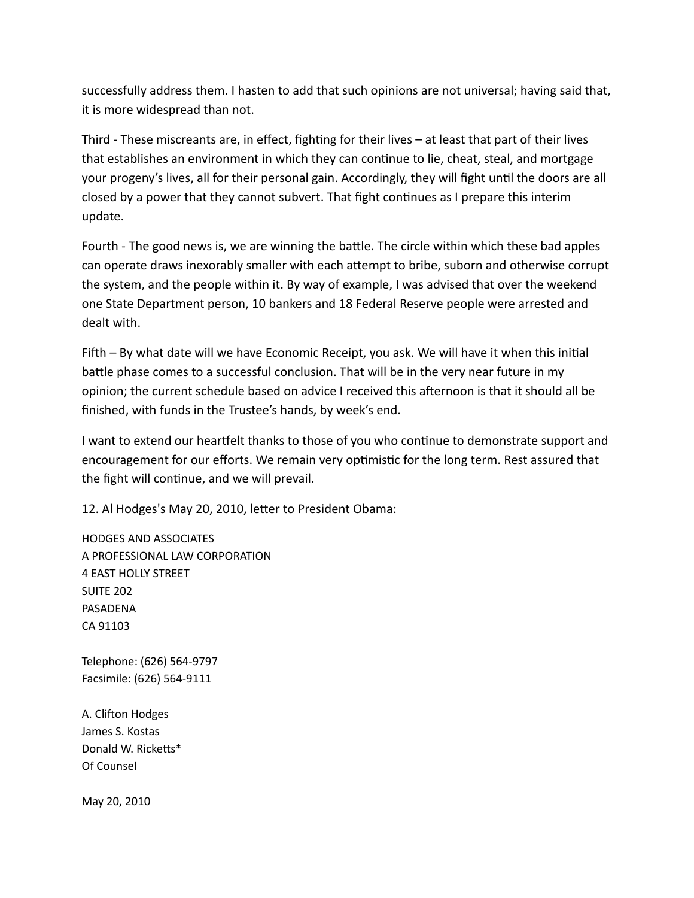successfully address them. I hasten to add that such opinions are not universal; having said that, it is more widespread than not.

Third - These miscreants are, in effect, fighting for their lives – at least that part of their lives that establishes an environment in which they can continue to lie, cheat, steal, and mortgage your progeny's lives, all for their personal gain. Accordingly, they will fight until the doors are all closed by a power that they cannot subvert. That fight continues as I prepare this interim update.

Fourth - The good news is, we are winning the battle. The circle within which these bad apples can operate draws inexorably smaller with each attempt to bribe, suborn and otherwise corrupt the system, and the people within it. By way of example, I was advised that over the weekend one State Department person, 10 bankers and 18 Federal Reserve people were arrested and dealt with.

Fifth – By what date will we have Economic Receipt, you ask. We will have it when this initial battle phase comes to a successful conclusion. That will be in the very near future in my opinion; the current schedule based on advice I received this afternoon is that it should all be finished, with funds in the Trustee's hands, by week's end.

I want to extend our heartfelt thanks to those of you who continue to demonstrate support and encouragement for our efforts. We remain very optimistic for the long term. Rest assured that the fight will continue, and we will prevail.

12. Al Hodges's May 20, 2010, letter to President Obama:

HODGES AND ASSOCIATES
A PROFESSIONAL LAW CORPORATION
4 EAST HOLLY STREET
SUITE 202
PASADENA
CA 91103

Telephone: (626) 564-9797
Facsimile: (626) 564-9111

A. Clifton Hodges
James S. Kostas
Donald W. Ricketts*
Of Counsel

May 20, 2010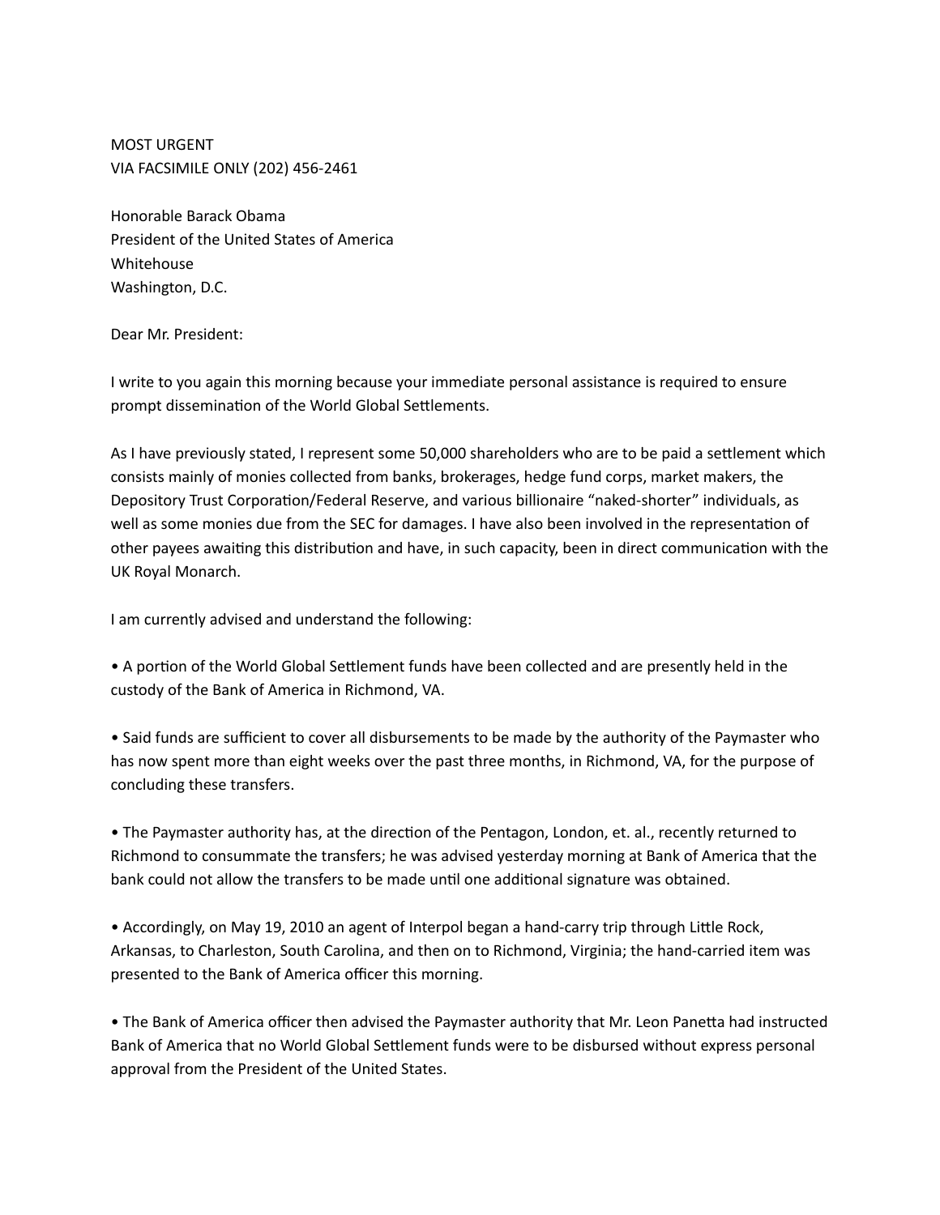MOST URGENT
VIA FACSIMILE ONLY (202) 456-2461

Honorable Barack Obama
President of the United States of America
Whitehouse
Washington, D.C.

Dear Mr. President:

I write to you again this morning because your immediate personal assistance is required to ensure prompt dissemination of the World Global Settlements.

As I have previously stated, I represent some 50,000 shareholders who are to be paid a settlement which consists mainly of monies collected from banks, brokerages, hedge fund corps, market makers, the Depository Trust Corporation/Federal Reserve, and various billionaire "naked-shorter" individuals, as well as some monies due from the SEC for damages. I have also been involved in the representation of other payees awaiting this distribution and have, in such capacity, been in direct communication with the UK Royal Monarch.

I am currently advised and understand the following:

• A portion of the World Global Settlement funds have been collected and are presently held in the custody of the Bank of America in Richmond, VA.

• Said funds are sufficient to cover all disbursements to be made by the authority of the Paymaster who has now spent more than eight weeks over the past three months, in Richmond, VA, for the purpose of concluding these transfers.

• The Paymaster authority has, at the direction of the Pentagon, London, et. al., recently returned to Richmond to consummate the transfers; he was advised yesterday morning at Bank of America that the bank could not allow the transfers to be made until one additional signature was obtained.

• Accordingly, on May 19, 2010 an agent of Interpol began a hand-carry trip through Little Rock, Arkansas, to Charleston, South Carolina, and then on to Richmond, Virginia; the hand-carried item was presented to the Bank of America officer this morning.

• The Bank of America officer then advised the Paymaster authority that Mr. Leon Panetta had instructed Bank of America that no World Global Settlement funds were to be disbursed without express personal approval from the President of the United States.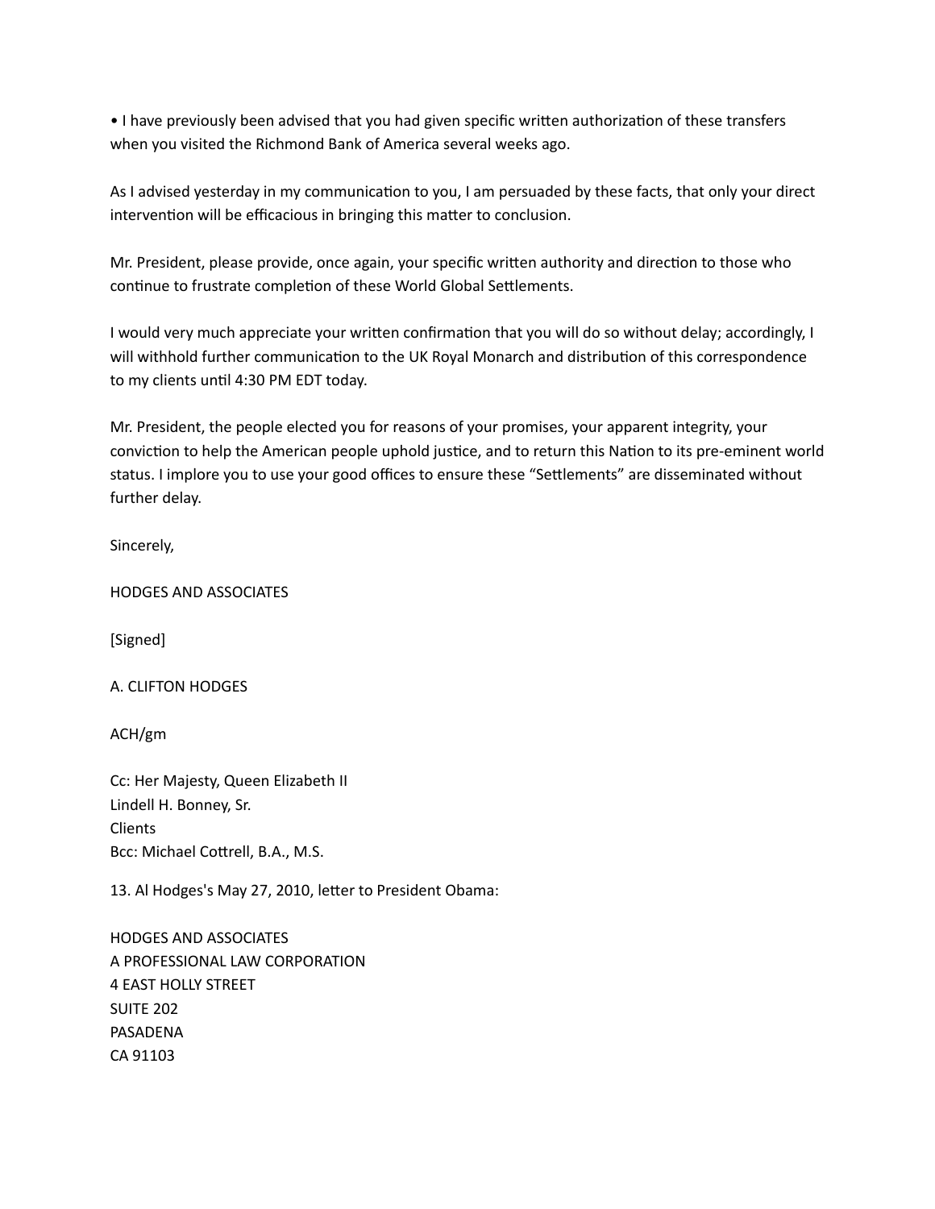• I have previously been advised that you had given specific written authorization of these transfers when you visited the Richmond Bank of America several weeks ago.

As I advised yesterday in my communication to you, I am persuaded by these facts, that only your direct intervention will be efficacious in bringing this matter to conclusion.

Mr. President, please provide, once again, your specific written authority and direction to those who continue to frustrate completion of these World Global Settlements.

I would very much appreciate your written confirmation that you will do so without delay; accordingly, I will withhold further communication to the UK Royal Monarch and distribution of this correspondence to my clients until 4:30 PM EDT today.

Mr. President, the people elected you for reasons of your promises, your apparent integrity, your conviction to help the American people uphold justice, and to return this Nation to its pre-eminent world status. I implore you to use your good offices to ensure these "Settlements" are disseminated without further delay.

Sincerely,

HODGES AND ASSOCIATES

[Signed]

A. CLIFTON HODGES

ACH/gm

Cc: Her Majesty, Queen Elizabeth II
Lindell H. Bonney, Sr.
Clients
Bcc: Michael Cottrell, B.A., M.S.

13. Al Hodges's May 27, 2010, letter to President Obama:

HODGES AND ASSOCIATES
A PROFESSIONAL LAW CORPORATION
4 EAST HOLLY STREET
SUITE 202
PASADENA
CA 91103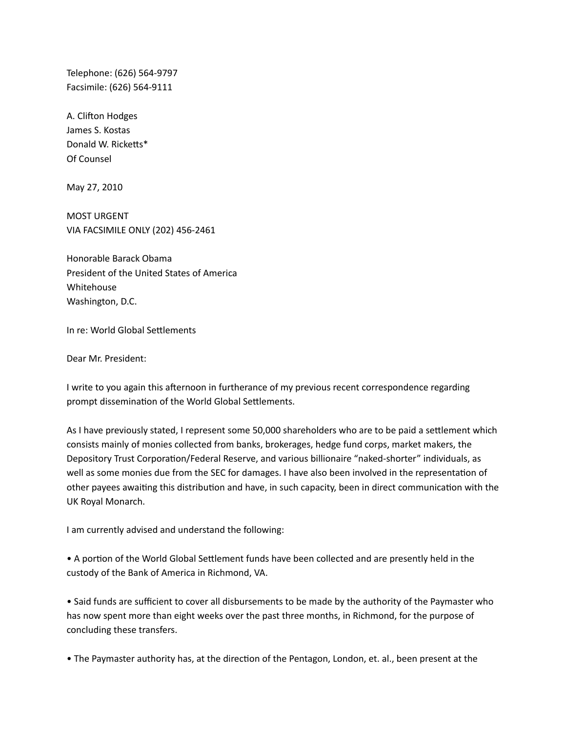Telephone: (626) 564-9797
Facsimile: (626) 564-9111

A. Clifton Hodges
James S. Kostas
Donald W. Ricketts*
Of Counsel

May 27, 2010

MOST URGENT
VIA FACSIMILE ONLY (202) 456-2461

Honorable Barack Obama
President of the United States of America
Whitehouse
Washington, D.C.

In re: World Global Settlements

Dear Mr. President:

I write to you again this afternoon in furtherance of my previous recent correspondence regarding prompt dissemination of the World Global Settlements.

As I have previously stated, I represent some 50,000 shareholders who are to be paid a settlement which consists mainly of monies collected from banks, brokerages, hedge fund corps, market makers, the Depository Trust Corporation/Federal Reserve, and various billionaire "naked-shorter" individuals, as well as some monies due from the SEC for damages. I have also been involved in the representation of other payees awaiting this distribution and have, in such capacity, been in direct communication with the UK Royal Monarch.

I am currently advised and understand the following:

- A portion of the World Global Settlement funds have been collected and are presently held in the custody of the Bank of America in Richmond, VA.

- Said funds are sufficient to cover all disbursements to be made by the authority of the Paymaster who has now spent more than eight weeks over the past three months, in Richmond, for the purpose of concluding these transfers.

- The Paymaster authority has, at the direction of the Pentagon, London, et. al., been present at the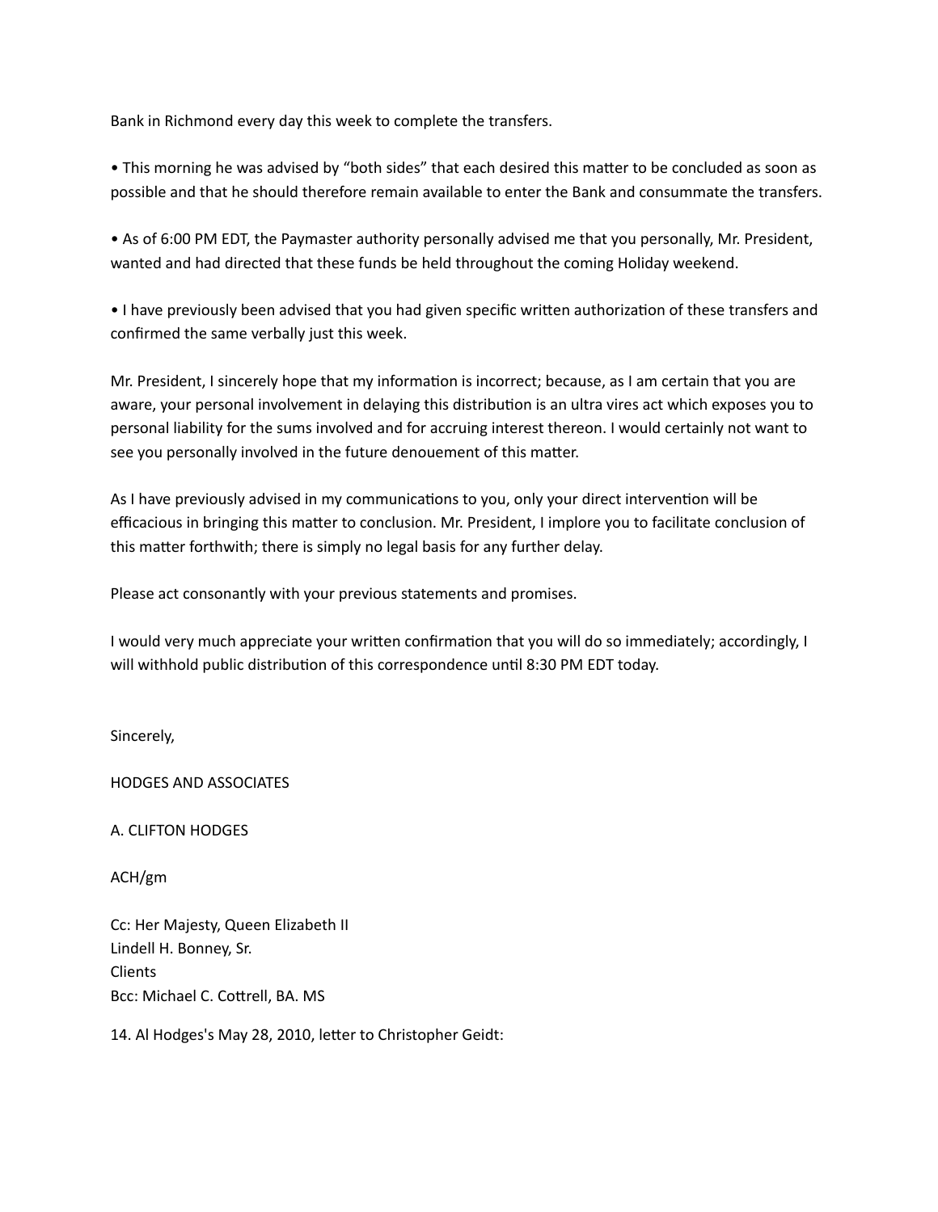Bank in Richmond every day this week to complete the transfers.

- This morning he was advised by "both sides" that each desired this matter to be concluded as soon as possible and that he should therefore remain available to enter the Bank and consummate the transfers.

- As of 6:00 PM EDT, the Paymaster authority personally advised me that you personally, Mr. President, wanted and had directed that these funds be held throughout the coming Holiday weekend.

- I have previously been advised that you had given specific written authorization of these transfers and confirmed the same verbally just this week.

Mr. President, I sincerely hope that my information is incorrect; because, as I am certain that you are aware, your personal involvement in delaying this distribution is an ultra vires act which exposes you to personal liability for the sums involved and for accruing interest thereon. I would certainly not want to see you personally involved in the future denouement of this matter.

As I have previously advised in my communications to you, only your direct intervention will be efficacious in bringing this matter to conclusion. Mr. President, I implore you to facilitate conclusion of this matter forthwith; there is simply no legal basis for any further delay.

Please act consonantly with your previous statements and promises.

I would very much appreciate your written confirmation that you will do so immediately; accordingly, I will withhold public distribution of this correspondence until 8:30 PM EDT today.

Sincerely,

HODGES AND ASSOCIATES

A. CLIFTON HODGES

ACH/gm

Cc: Her Majesty, Queen Elizabeth II
Lindell H. Bonney, Sr.
Clients
Bcc: Michael C. Cottrell, BA. MS

14. Al Hodges's May 28, 2010, letter to Christopher Geidt: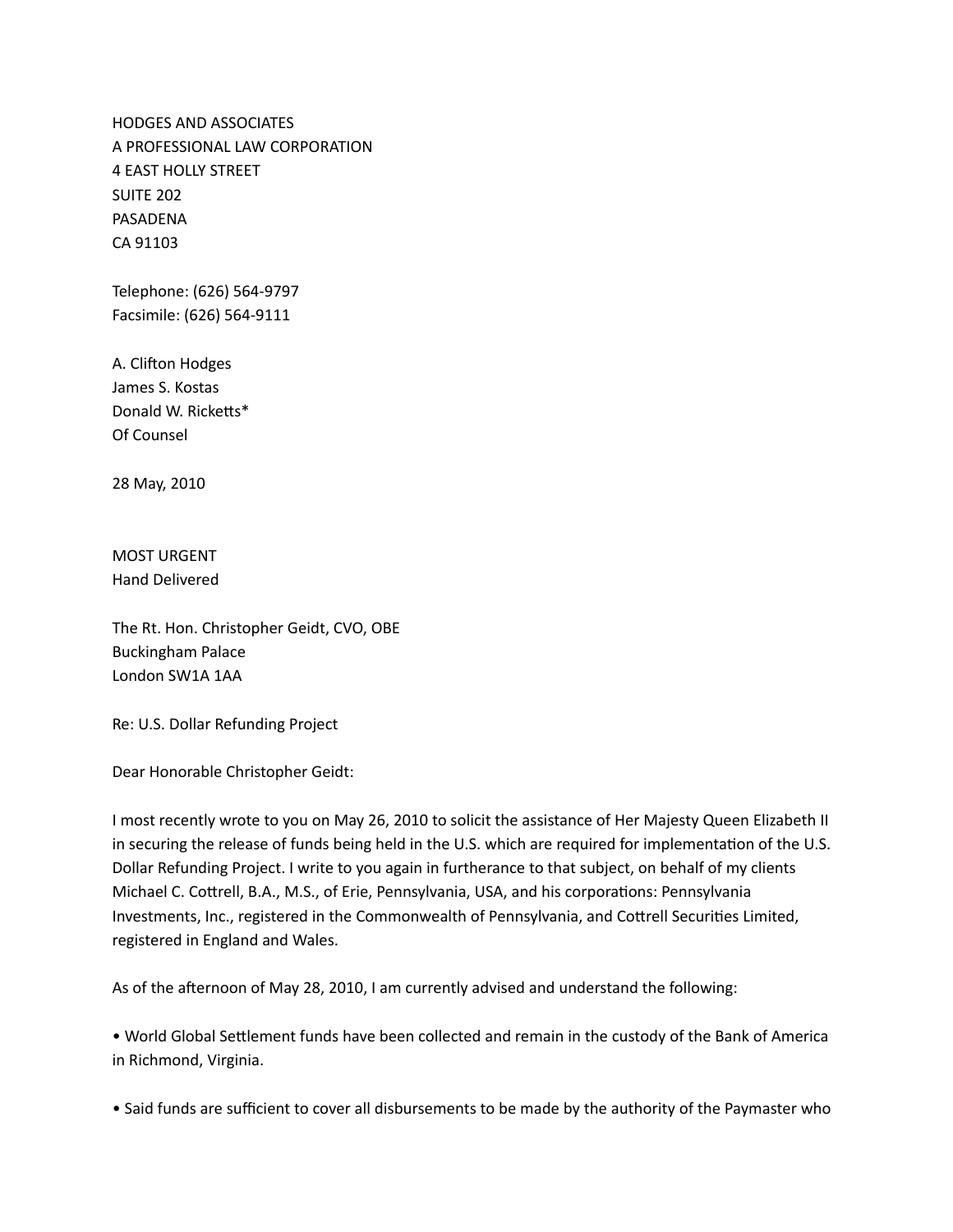HODGES AND ASSOCIATES
A PROFESSIONAL LAW CORPORATION
4 EAST HOLLY STREET
SUITE 202
PASADENA
CA 91103

Telephone: (626) 564-9797
Facsimile: (626) 564-9111

A. Clifton Hodges
James S. Kostas
Donald W. Ricketts*
Of Counsel

28 May, 2010

MOST URGENT
Hand Delivered

The Rt. Hon. Christopher Geidt, CVO, OBE
Buckingham Palace
London SW1A 1AA

Re: U.S. Dollar Refunding Project

Dear Honorable Christopher Geidt:

I most recently wrote to you on May 26, 2010 to solicit the assistance of Her Majesty Queen Elizabeth II in securing the release of funds being held in the U.S. which are required for implementation of the U.S. Dollar Refunding Project. I write to you again in furtherance to that subject, on behalf of my clients Michael C. Cottrell, B.A., M.S., of Erie, Pennsylvania, USA, and his corporations: Pennsylvania Investments, Inc., registered in the Commonwealth of Pennsylvania, and Cottrell Securities Limited, registered in England and Wales.

As of the afternoon of May 28, 2010, I am currently advised and understand the following:

- World Global Settlement funds have been collected and remain in the custody of the Bank of America in Richmond, Virginia.

- Said funds are sufficient to cover all disbursements to be made by the authority of the Paymaster who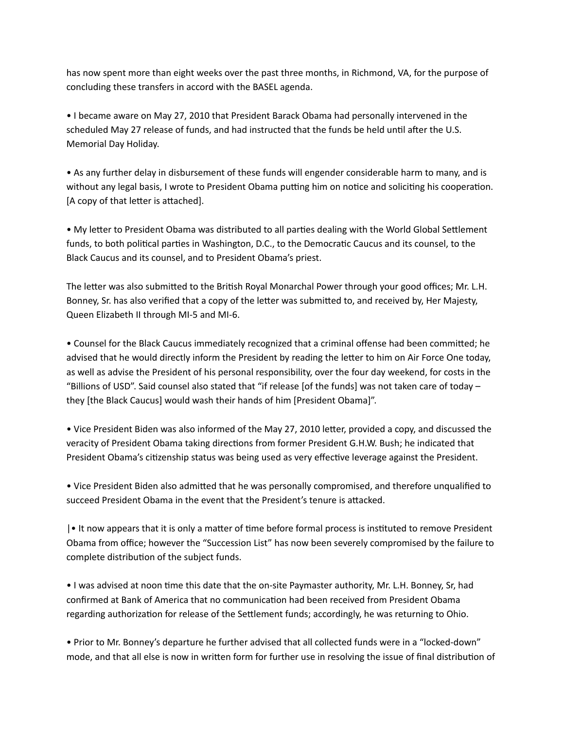has now spent more than eight weeks over the past three months, in Richmond, VA, for the purpose of concluding these transfers in accord with the BASEL agenda.

- I became aware on May 27, 2010 that President Barack Obama had personally intervened in the scheduled May 27 release of funds, and had instructed that the funds be held until after the U.S. Memorial Day Holiday.

- As any further delay in disbursement of these funds will engender considerable harm to many, and is without any legal basis, I wrote to President Obama putting him on notice and soliciting his cooperation. [A copy of that letter is attached].

- My letter to President Obama was distributed to all parties dealing with the World Global Settlement funds, to both political parties in Washington, D.C., to the Democratic Caucus and its counsel, to the Black Caucus and its counsel, and to President Obama's priest.

The letter was also submitted to the British Royal Monarchal Power through your good offices; Mr. L.H. Bonney, Sr. has also verified that a copy of the letter was submitted to, and received by, Her Majesty, Queen Elizabeth II through MI-5 and MI-6.

- Counsel for the Black Caucus immediately recognized that a criminal offense had been committed; he advised that he would directly inform the President by reading the letter to him on Air Force One today, as well as advise the President of his personal responsibility, over the four day weekend, for costs in the "Billions of USD". Said counsel also stated that "if release [of the funds] was not taken care of today – they [the Black Caucus] would wash their hands of him [President Obama]".

- Vice President Biden was also informed of the May 27, 2010 letter, provided a copy, and discussed the veracity of President Obama taking directions from former President G.H.W. Bush; he indicated that President Obama's citizenship status was being used as very effective leverage against the President.

- Vice President Biden also admitted that he was personally compromised, and therefore unqualified to succeed President Obama in the event that the President's tenure is attacked.

|• It now appears that it is only a matter of time before formal process is instituted to remove President Obama from office; however the "Succession List" has now been severely compromised by the failure to complete distribution of the subject funds.

- I was advised at noon time this date that the on-site Paymaster authority, Mr. L.H. Bonney, Sr, had confirmed at Bank of America that no communication had been received from President Obama regarding authorization for release of the Settlement funds; accordingly, he was returning to Ohio.

- Prior to Mr. Bonney's departure he further advised that all collected funds were in a "locked-down" mode, and that all else is now in written form for further use in resolving the issue of final distribution of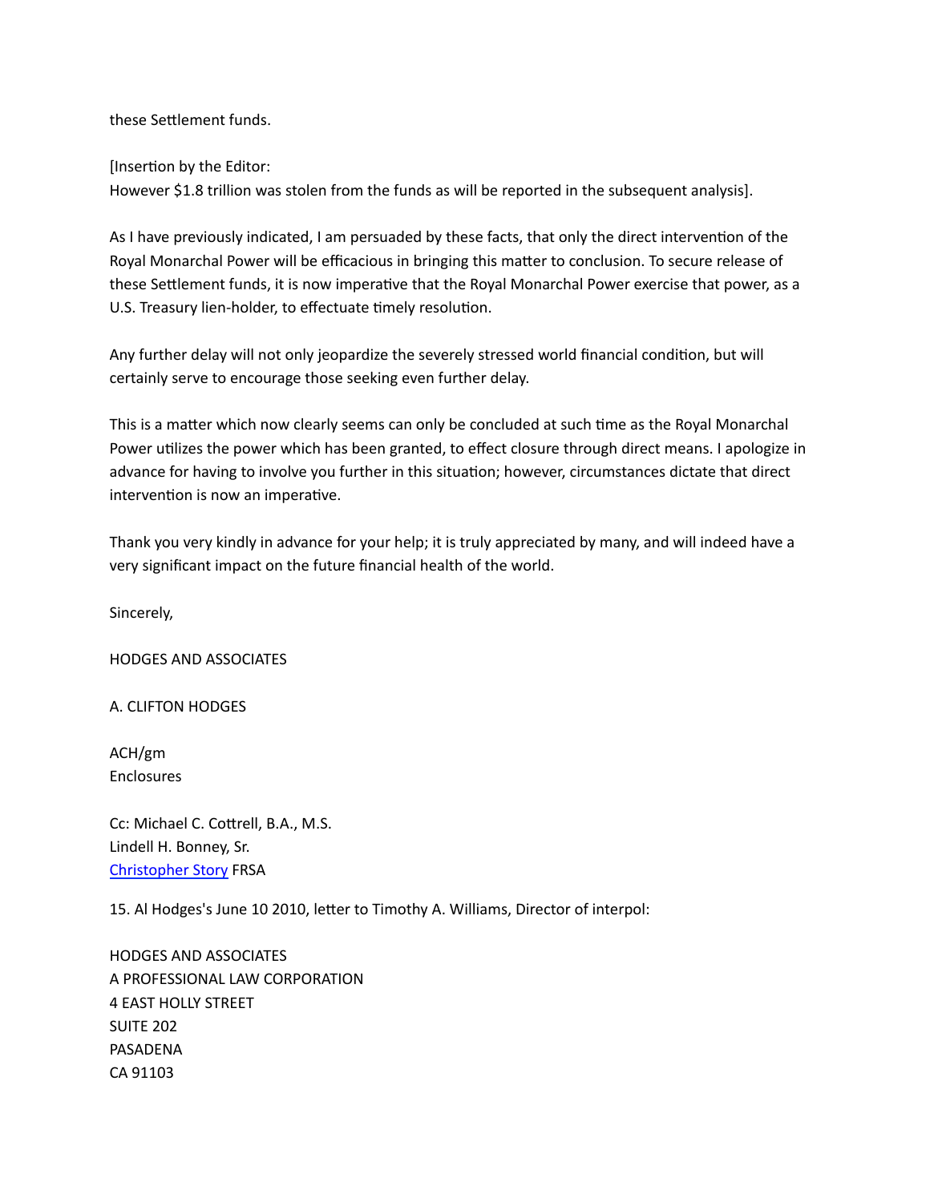these Settlement funds.

[Insertion by the Editor:
However $1.8 trillion was stolen from the funds as will be reported in the subsequent analysis].

As I have previously indicated, I am persuaded by these facts, that only the direct intervention of the Royal Monarchal Power will be efficacious in bringing this matter to conclusion. To secure release of these Settlement funds, it is now imperative that the Royal Monarchal Power exercise that power, as a U.S. Treasury lien-holder, to effectuate timely resolution.

Any further delay will not only jeopardize the severely stressed world financial condition, but will certainly serve to encourage those seeking even further delay.

This is a matter which now clearly seems can only be concluded at such time as the Royal Monarchal Power utilizes the power which has been granted, to effect closure through direct means. I apologize in advance for having to involve you further in this situation; however, circumstances dictate that direct intervention is now an imperative.

Thank you very kindly in advance for your help; it is truly appreciated by many, and will indeed have a very significant impact on the future financial health of the world.

Sincerely,

HODGES AND ASSOCIATES

A. CLIFTON HODGES

ACH/gm
Enclosures

Cc: Michael C. Cottrell, B.A., M.S.
Lindell H. Bonney, Sr.
Christopher Story FRSA

15. Al Hodges's June 10 2010, letter to Timothy A. Williams, Director of interpol:

HODGES AND ASSOCIATES
A PROFESSIONAL LAW CORPORATION
4 EAST HOLLY STREET
SUITE 202
PASADENA
CA 91103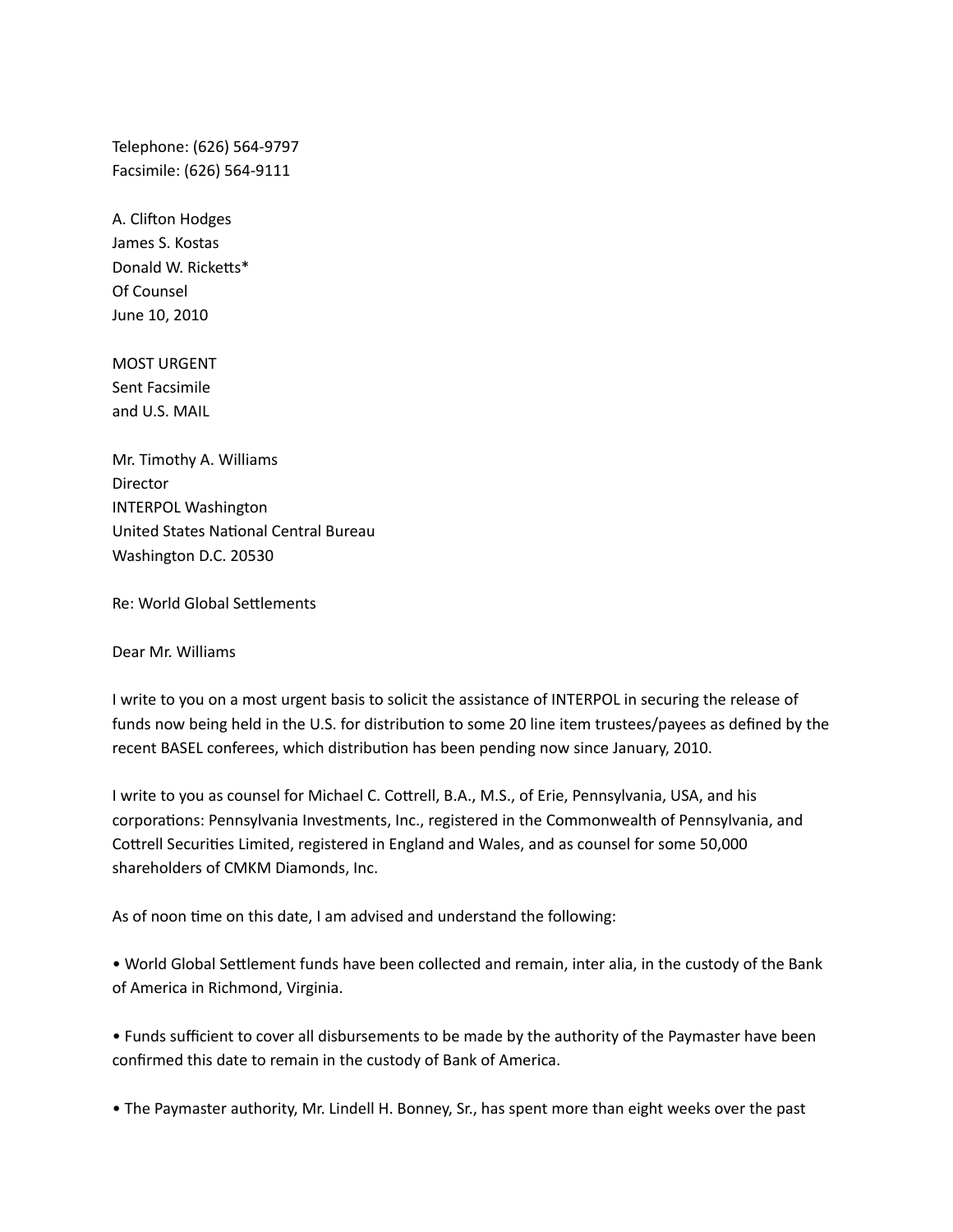Telephone: (626) 564-9797
Facsimile: (626) 564-9111

A. Clifton Hodges
James S. Kostas
Donald W. Ricketts*
Of Counsel
June 10, 2010

MOST URGENT
Sent Facsimile
and U.S. MAIL

Mr. Timothy A. Williams
Director
INTERPOL Washington
United States National Central Bureau
Washington D.C. 20530

Re: World Global Settlements

Dear Mr. Williams

I write to you on a most urgent basis to solicit the assistance of INTERPOL in securing the release of funds now being held in the U.S. for distribution to some 20 line item trustees/payees as defined by the recent BASEL conferees, which distribution has been pending now since January, 2010.

I write to you as counsel for Michael C. Cottrell, B.A., M.S., of Erie, Pennsylvania, USA, and his corporations: Pennsylvania Investments, Inc., registered in the Commonwealth of Pennsylvania, and Cottrell Securities Limited, registered in England and Wales, and as counsel for some 50,000 shareholders of CMKM Diamonds, Inc.

As of noon time on this date, I am advised and understand the following:

- World Global Settlement funds have been collected and remain, inter alia, in the custody of the Bank of America in Richmond, Virginia.

- Funds sufficient to cover all disbursements to be made by the authority of the Paymaster have been confirmed this date to remain in the custody of Bank of America.

- The Paymaster authority, Mr. Lindell H. Bonney, Sr., has spent more than eight weeks over the past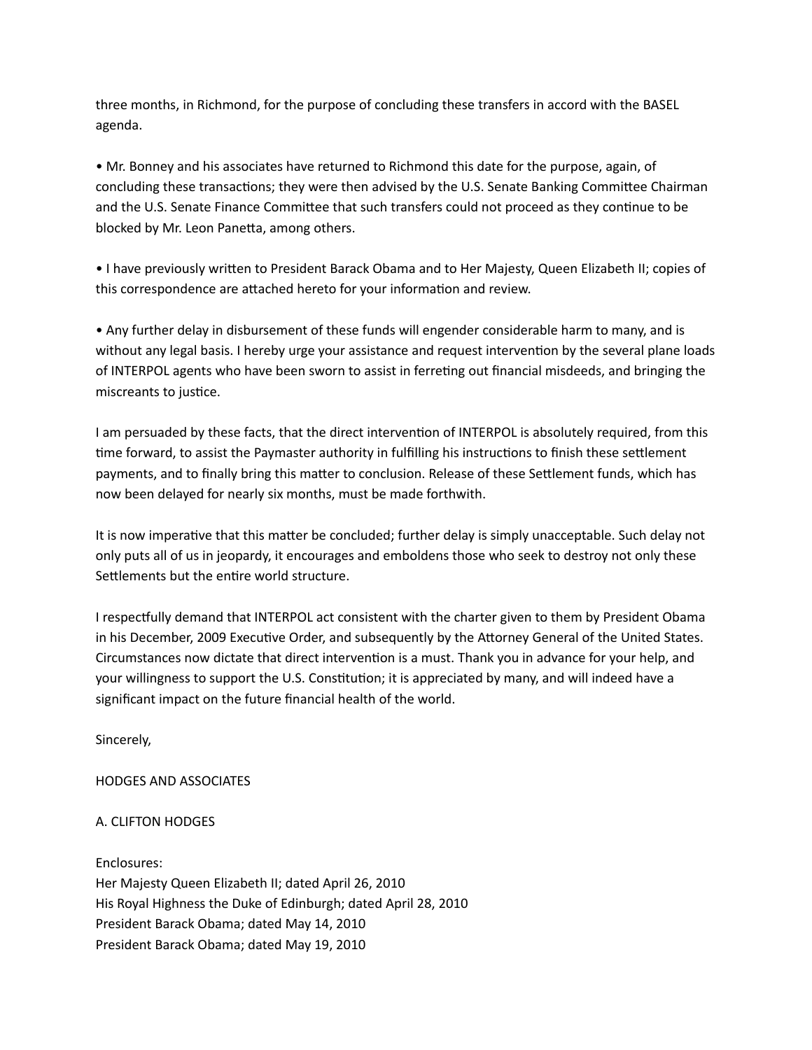three months, in Richmond, for the purpose of concluding these transfers in accord with the BASEL agenda.

- Mr. Bonney and his associates have returned to Richmond this date for the purpose, again, of concluding these transactions; they were then advised by the U.S. Senate Banking Committee Chairman and the U.S. Senate Finance Committee that such transfers could not proceed as they continue to be blocked by Mr. Leon Panetta, among others.

- I have previously written to President Barack Obama and to Her Majesty, Queen Elizabeth II; copies of this correspondence are attached hereto for your information and review.

- Any further delay in disbursement of these funds will engender considerable harm to many, and is without any legal basis. I hereby urge your assistance and request intervention by the several plane loads of INTERPOL agents who have been sworn to assist in ferreting out financial misdeeds, and bringing the miscreants to justice.

I am persuaded by these facts, that the direct intervention of INTERPOL is absolutely required, from this time forward, to assist the Paymaster authority in fulfilling his instructions to finish these settlement payments, and to finally bring this matter to conclusion. Release of these Settlement funds, which has now been delayed for nearly six months, must be made forthwith.

It is now imperative that this matter be concluded; further delay is simply unacceptable. Such delay not only puts all of us in jeopardy, it encourages and emboldens those who seek to destroy not only these Settlements but the entire world structure.

I respectfully demand that INTERPOL act consistent with the charter given to them by President Obama in his December, 2009 Executive Order, and subsequently by the Attorney General of the United States. Circumstances now dictate that direct intervention is a must. Thank you in advance for your help, and your willingness to support the U.S. Constitution; it is appreciated by many, and will indeed have a significant impact on the future financial health of the world.

Sincerely,

HODGES AND ASSOCIATES

A. CLIFTON HODGES

Enclosures:
Her Majesty Queen Elizabeth II; dated April 26, 2010
His Royal Highness the Duke of Edinburgh; dated April 28, 2010
President Barack Obama; dated May 14, 2010
President Barack Obama; dated May 19, 2010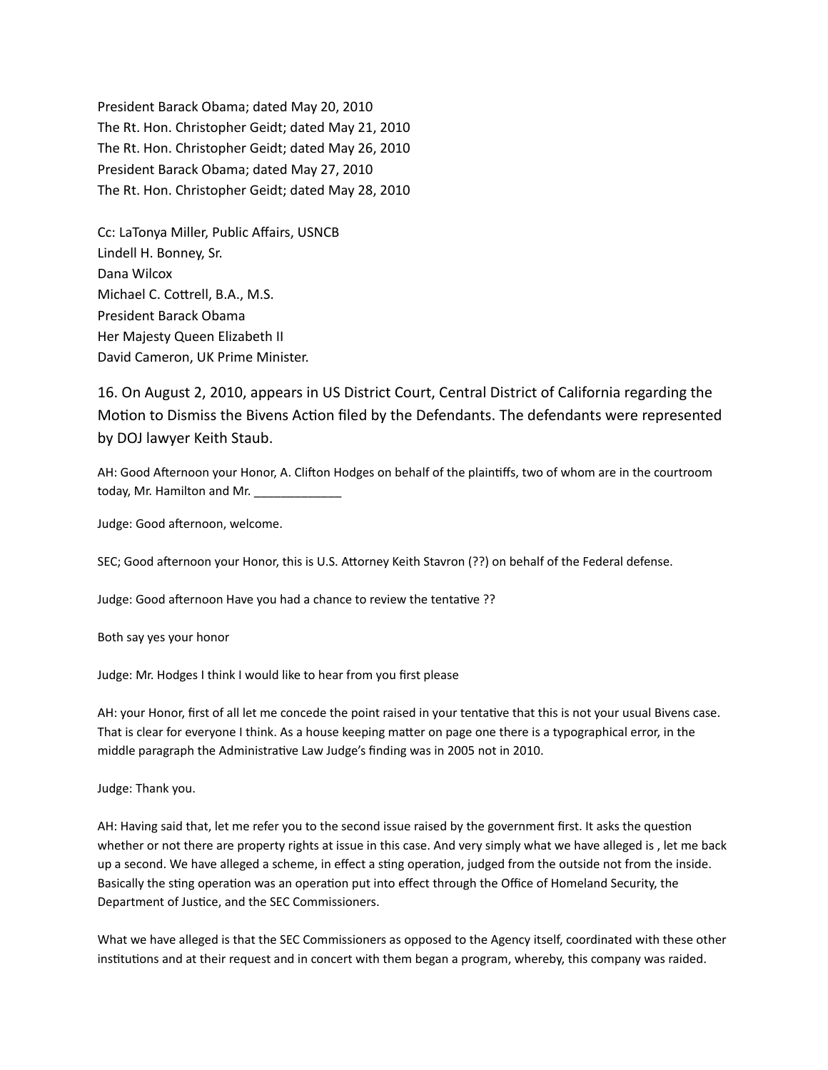President Barack Obama; dated May 20, 2010
The Rt. Hon. Christopher Geidt; dated May 21, 2010
The Rt. Hon. Christopher Geidt; dated May 26, 2010
President Barack Obama; dated May 27, 2010
The Rt. Hon. Christopher Geidt; dated May 28, 2010

Cc: LaTonya Miller, Public Affairs, USNCB
Lindell H. Bonney, Sr.
Dana Wilcox
Michael C. Cottrell, B.A., M.S.
President Barack Obama
Her Majesty Queen Elizabeth II
David Cameron, UK Prime Minister.

16. On August 2, 2010, appears in US District Court, Central District of California regarding the Motion to Dismiss the Bivens Action filed by the Defendants. The defendants were represented by DOJ lawyer Keith Staub.

AH: Good Afternoon your Honor, A. Clifton Hodges on behalf of the plaintiffs, two of whom are in the courtroom today, Mr. Hamilton and Mr. _____________

Judge: Good afternoon, welcome.

SEC; Good afternoon your Honor, this is U.S. Attorney Keith Stavron (??) on behalf of the Federal defense.

Judge: Good afternoon Have you had a chance to review the tentative ??

Both say yes your honor

Judge: Mr. Hodges I think I would like to hear from you first please

AH: your Honor, first of all let me concede the point raised in your tentative that this is not your usual Bivens case. That is clear for everyone I think. As a house keeping matter on page one there is a typographical error, in the middle paragraph the Administrative Law Judge's finding was in 2005 not in 2010.

Judge: Thank you.

AH: Having said that, let me refer you to the second issue raised by the government first. It asks the question whether or not there are property rights at issue in this case. And very simply what we have alleged is , let me back up a second. We have alleged a scheme, in effect a sting operation, judged from the outside not from the inside. Basically the sting operation was an operation put into effect through the Office of Homeland Security, the Department of Justice, and the SEC Commissioners.

What we have alleged is that the SEC Commissioners as opposed to the Agency itself, coordinated with these other institutions and at their request and in concert with them began a program, whereby, this company was raided.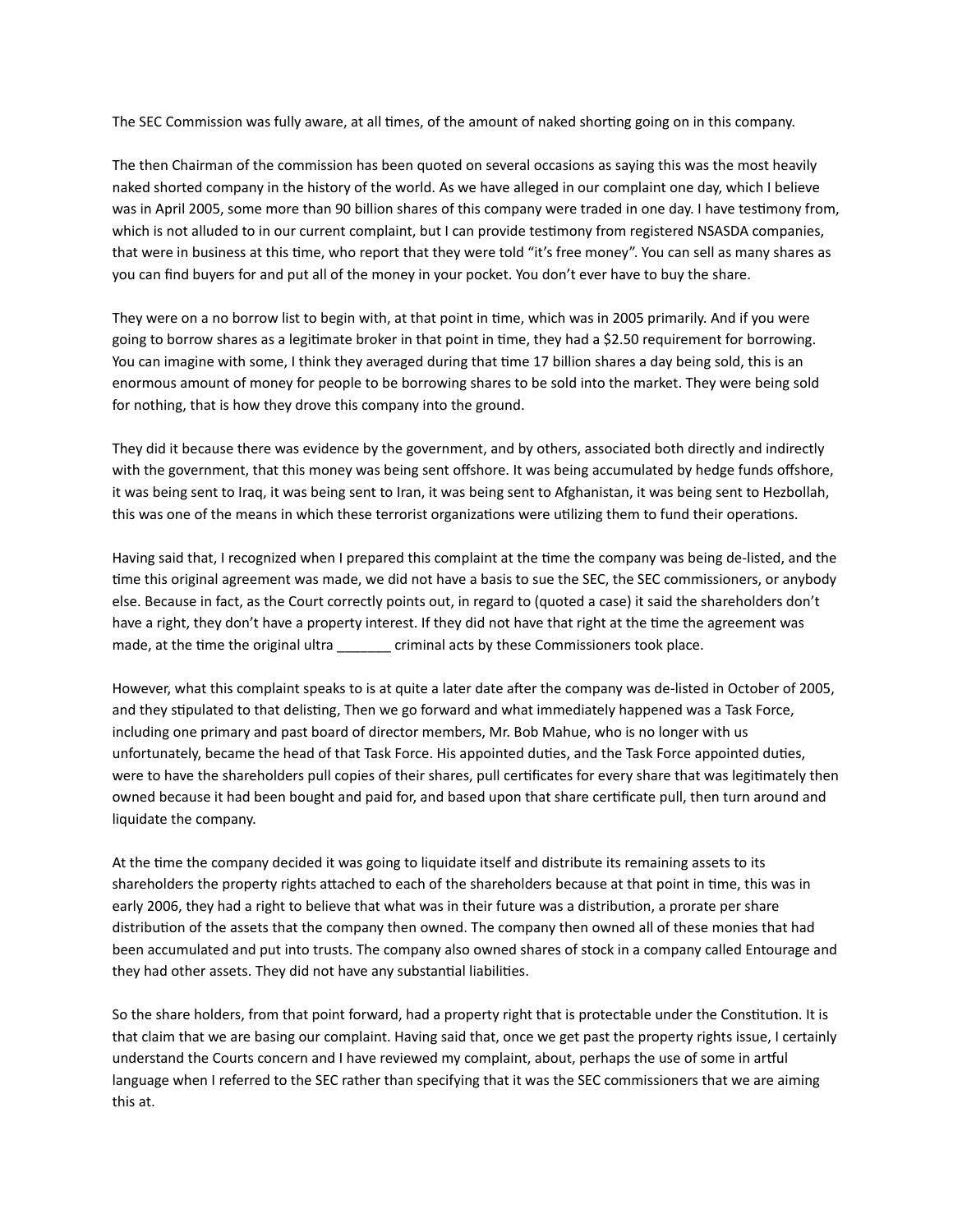The SEC Commission was fully aware, at all times, of the amount of naked shorting going on in this company.

The then Chairman of the commission has been quoted on several occasions as saying this was the most heavily naked shorted company in the history of the world. As we have alleged in our complaint one day, which I believe was in April 2005, some more than 90 billion shares of this company were traded in one day. I have testimony from, which is not alluded to in our current complaint, but I can provide testimony from registered NSASDA companies, that were in business at this time, who report that they were told "it's free money". You can sell as many shares as you can find buyers for and put all of the money in your pocket. You don't ever have to buy the share.

They were on a no borrow list to begin with, at that point in time, which was in 2005 primarily. And if you were going to borrow shares as a legitimate broker in that point in time, they had a $2.50 requirement for borrowing. You can imagine with some, I think they averaged during that time 17 billion shares a day being sold, this is an enormous amount of money for people to be borrowing shares to be sold into the market. They were being sold for nothing, that is how they drove this company into the ground.

They did it because there was evidence by the government, and by others, associated both directly and indirectly with the government, that this money was being sent offshore. It was being accumulated by hedge funds offshore, it was being sent to Iraq, it was being sent to Iran, it was being sent to Afghanistan, it was being sent to Hezbollah, this was one of the means in which these terrorist organizations were utilizing them to fund their operations.

Having said that, I recognized when I prepared this complaint at the time the company was being de-listed, and the time this original agreement was made, we did not have a basis to sue the SEC, the SEC commissioners, or anybody else. Because in fact, as the Court correctly points out, in regard to (quoted a case) it said the shareholders don't have a right, they don't have a property interest. If they did not have that right at the time the agreement was made, at the time the original ultra _______ criminal acts by these Commissioners took place.

However, what this complaint speaks to is at quite a later date after the company was de-listed in October of 2005, and they stipulated to that delisting, Then we go forward and what immediately happened was a Task Force, including one primary and past board of director members, Mr. Bob Mahue, who is no longer with us unfortunately, became the head of that Task Force. His appointed duties, and the Task Force appointed duties, were to have the shareholders pull copies of their shares, pull certificates for every share that was legitimately then owned because it had been bought and paid for, and based upon that share certificate pull, then turn around and liquidate the company.

At the time the company decided it was going to liquidate itself and distribute its remaining assets to its shareholders the property rights attached to each of the shareholders because at that point in time, this was in early 2006, they had a right to believe that what was in their future was a distribution, a prorate per share distribution of the assets that the company then owned. The company then owned all of these monies that had been accumulated and put into trusts. The company also owned shares of stock in a company called Entourage and they had other assets. They did not have any substantial liabilities.

So the share holders, from that point forward, had a property right that is protectable under the Constitution. It is that claim that we are basing our complaint. Having said that, once we get past the property rights issue, I certainly understand the Courts concern and I have reviewed my complaint, about, perhaps the use of some in artful language when I referred to the SEC rather than specifying that it was the SEC commissioners that we are aiming this at.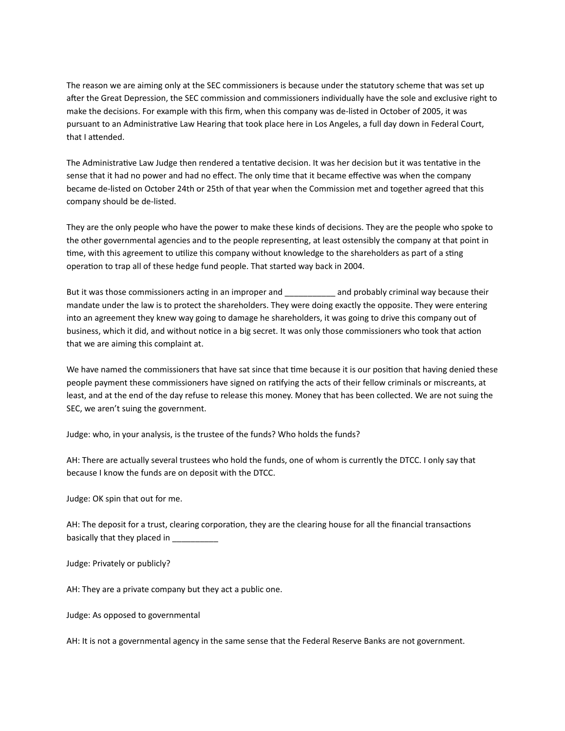The reason we are aiming only at the SEC commissioners is because under the statutory scheme that was set up after the Great Depression, the SEC commission and commissioners individually have the sole and exclusive right to make the decisions. For example with this firm, when this company was de-listed in October of 2005, it was pursuant to an Administrative Law Hearing that took place here in Los Angeles, a full day down in Federal Court, that I attended.

The Administrative Law Judge then rendered a tentative decision. It was her decision but it was tentative in the sense that it had no power and had no effect. The only time that it became effective was when the company became de-listed on October 24th or 25th of that year when the Commission met and together agreed that this company should be de-listed.

They are the only people who have the power to make these kinds of decisions. They are the people who spoke to the other governmental agencies and to the people representing, at least ostensibly the company at that point in time, with this agreement to utilize this company without knowledge to the shareholders as part of a sting operation to trap all of these hedge fund people. That started way back in 2004.

But it was those commissioners acting in an improper and ___________ and probably criminal way because their mandate under the law is to protect the shareholders. They were doing exactly the opposite. They were entering into an agreement they knew way going to damage he shareholders, it was going to drive this company out of business, which it did, and without notice in a big secret. It was only those commissioners who took that action that we are aiming this complaint at.

We have named the commissioners that have sat since that time because it is our position that having denied these people payment these commissioners have signed on ratifying the acts of their fellow criminals or miscreants, at least, and at the end of the day refuse to release this money. Money that has been collected. We are not suing the SEC, we aren't suing the government.

Judge: who, in your analysis, is the trustee of the funds? Who holds the funds?

AH: There are actually several trustees who hold the funds, one of whom is currently the DTCC. I only say that because I know the funds are on deposit with the DTCC.

Judge: OK spin that out for me.

AH: The deposit for a trust, clearing corporation, they are the clearing house for all the financial transactions basically that they placed in __________

Judge: Privately or publicly?

AH: They are a private company but they act a public one.

Judge: As opposed to governmental

AH: It is not a governmental agency in the same sense that the Federal Reserve Banks are not government.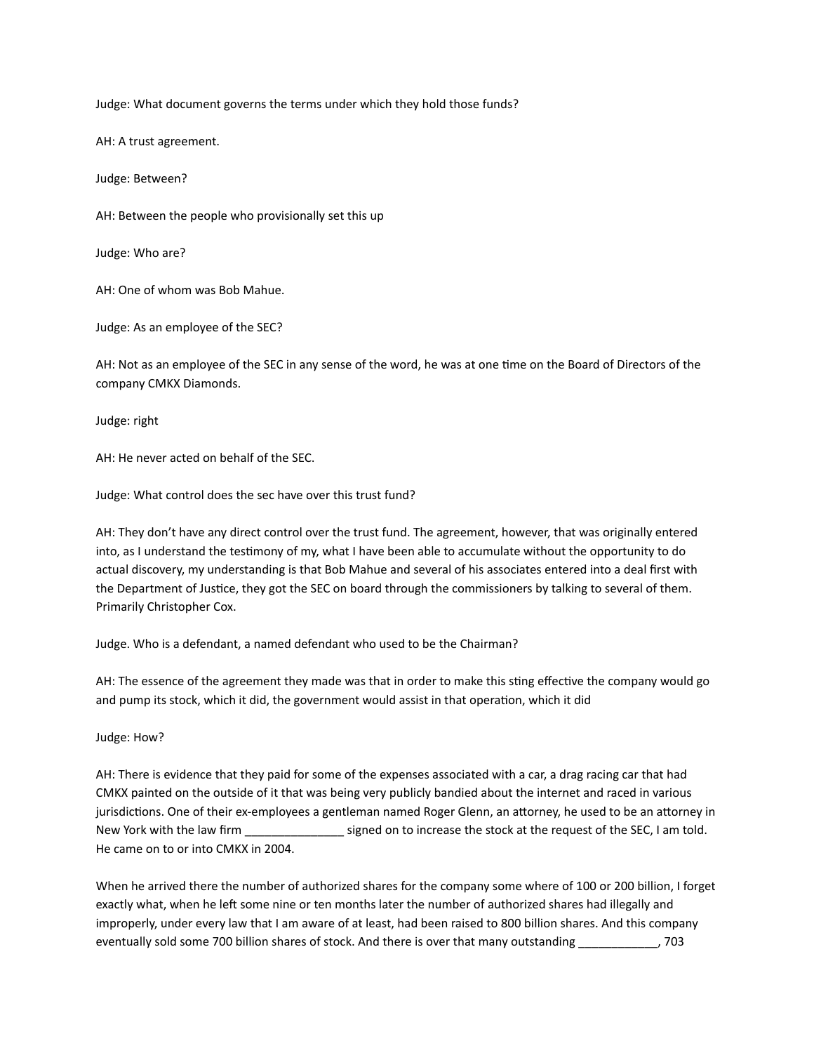Judge: What document governs the terms under which they hold those funds?

AH: A trust agreement.

Judge: Between?

AH: Between the people who provisionally set this up

Judge: Who are?

AH: One of whom was Bob Mahue.

Judge: As an employee of the SEC?

AH: Not as an employee of the SEC in any sense of the word, he was at one time on the Board of Directors of the company CMKX Diamonds.

Judge: right

AH: He never acted on behalf of the SEC.

Judge: What control does the sec have over this trust fund?

AH: They don't have any direct control over the trust fund. The agreement, however, that was originally entered into, as I understand the testimony of my, what I have been able to accumulate without the opportunity to do actual discovery, my understanding is that Bob Mahue and several of his associates entered into a deal first with the Department of Justice, they got the SEC on board through the commissioners by talking to several of them. Primarily Christopher Cox.

Judge. Who is a defendant, a named defendant who used to be the Chairman?

AH: The essence of the agreement they made was that in order to make this sting effective the company would go and pump its stock, which it did, the government would assist in that operation, which it did

Judge: How?

AH: There is evidence that they paid for some of the expenses associated with a car, a drag racing car that had CMKX painted on the outside of it that was being very publicly bandied about the internet and raced in various jurisdictions. One of their ex-employees a gentleman named Roger Glenn, an attorney, he used to be an attorney in New York with the law firm _______________ signed on to increase the stock at the request of the SEC, I am told. He came on to or into CMKX in 2004.

When he arrived there the number of authorized shares for the company some where of 100 or 200 billion, I forget exactly what, when he left some nine or ten months later the number of authorized shares had illegally and improperly, under every law that I am aware of at least, had been raised to 800 billion shares. And this company eventually sold some 700 billion shares of stock. And there is over that many outstanding ____________, 703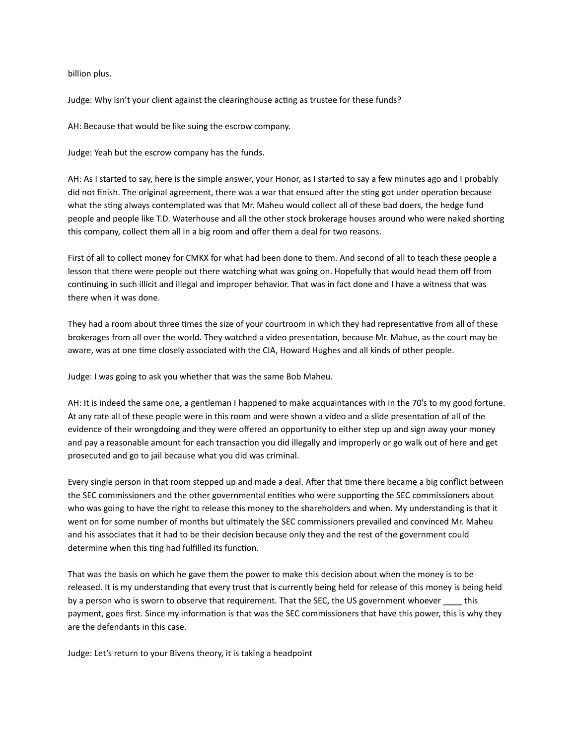billion plus.

Judge: Why isn't your client against the clearinghouse acting as trustee for these funds?

AH: Because that would be like suing the escrow company.

Judge: Yeah but the escrow company has the funds.

AH: As I started to say, here is the simple answer, your Honor, as I started to say a few minutes ago and I probably did not finish. The original agreement, there was a war that ensued after the sting got under operation because what the sting always contemplated was that Mr. Maheu would collect all of these bad doers, the hedge fund people and people like T.D. Waterhouse and all the other stock brokerage houses around who were naked shorting this company, collect them all in a big room and offer them a deal for two reasons.

First of all to collect money for CMKX for what had been done to them. And second of all to teach these people a lesson that there were people out there watching what was going on. Hopefully that would head them off from continuing in such illicit and illegal and improper behavior. That was in fact done and I have a witness that was there when it was done.

They had a room about three times the size of your courtroom in which they had representative from all of these brokerages from all over the world. They watched a video presentation, because Mr. Mahue, as the court may be aware, was at one time closely associated with the CIA, Howard Hughes and all kinds of other people.

Judge: I was going to ask you whether that was the same Bob Maheu.

AH: It is indeed the same one, a gentleman I happened to make acquaintances with in the 70's to my good fortune. At any rate all of these people were in this room and were shown a video and a slide presentation of all of the evidence of their wrongdoing and they were offered an opportunity to either step up and sign away your money and pay a reasonable amount for each transaction you did illegally and improperly or go walk out of here and get prosecuted and go to jail because what you did was criminal.

Every single person in that room stepped up and made a deal. After that time there became a big conflict between the SEC commissioners and the other governmental entities who were supporting the SEC commissioners about who was going to have the right to release this money to the shareholders and when. My understanding is that it went on for some number of months but ultimately the SEC commissioners prevailed and convinced Mr. Maheu and his associates that it had to be their decision because only they and the rest of the government could determine when this ting had fulfilled its function.

That was the basis on which he gave them the power to make this decision about when the money is to be released. It is my understanding that every trust that is currently being held for release of this money is being held by a person who is sworn to observe that requirement. That the SEC, the US government whoever ____ this payment, goes first. Since my information is that was the SEC commissioners that have this power, this is why they are the defendants in this case.

Judge: Let's return to your Bivens theory, it is taking a headpoint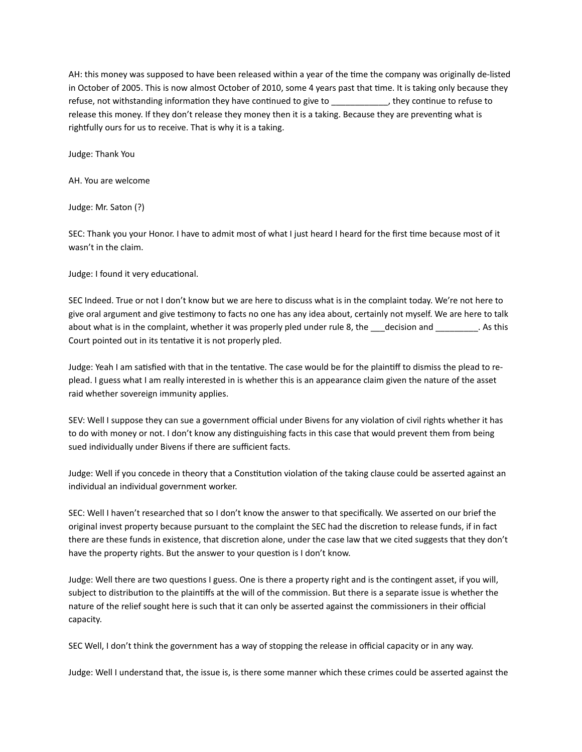AH: this money was supposed to have been released within a year of the time the company was originally de-listed in October of 2005. This is now almost October of 2010, some 4 years past that time. It is taking only because they refuse, not withstanding information they have continued to give to ____________, they continue to refuse to release this money. If they don't release they money then it is a taking. Because they are preventing what is rightfully ours for us to receive. That is why it is a taking.

Judge: Thank You

AH. You are welcome

Judge: Mr. Saton (?)

SEC: Thank you your Honor. I have to admit most of what I just heard I heard for the first time because most of it wasn't in the claim.

Judge: I found it very educational.

SEC Indeed. True or not I don't know but we are here to discuss what is in the complaint today. We're not here to give oral argument and give testimony to facts no one has any idea about, certainly not myself. We are here to talk about what is in the complaint, whether it was properly pled under rule 8, the ___decision and _________. As this Court pointed out in its tentative it is not properly pled.

Judge: Yeah I am satisfied with that in the tentative. The case would be for the plaintiff to dismiss the plead to re-plead. I guess what I am really interested in is whether this is an appearance claim given the nature of the asset raid whether sovereign immunity applies.

SEV: Well I suppose they can sue a government official under Bivens for any violation of civil rights whether it has to do with money or not. I don't know any distinguishing facts in this case that would prevent them from being sued individually under Bivens if there are sufficient facts.

Judge: Well if you concede in theory that a Constitution violation of the taking clause could be asserted against an individual an individual government worker.

SEC: Well I haven't researched that so I don't know the answer to that specifically. We asserted on our brief the original invest property because pursuant to the complaint the SEC had the discretion to release funds, if in fact there are these funds in existence, that discretion alone, under the case law that we cited suggests that they don't have the property rights. But the answer to your question is I don't know.

Judge: Well there are two questions I guess. One is there a property right and is the contingent asset, if you will, subject to distribution to the plaintiffs at the will of the commission. But there is a separate issue is whether the nature of the relief sought here is such that it can only be asserted against the commissioners in their official capacity.

SEC Well, I don't think the government has a way of stopping the release in official capacity or in any way.

Judge: Well I understand that, the issue is, is there some manner which these crimes could be asserted against the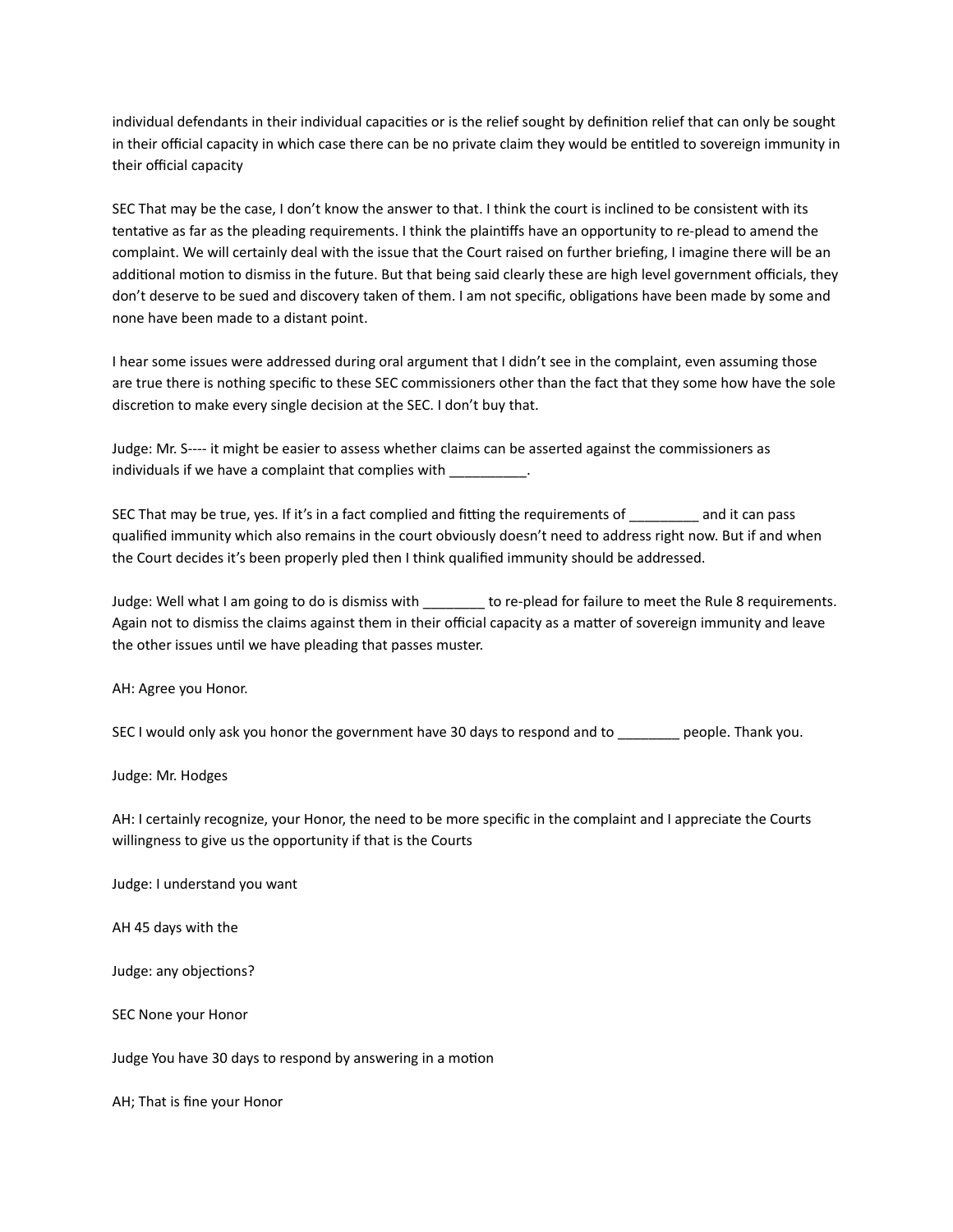individual defendants in their individual capacities or is the relief sought by definition relief that can only be sought in their official capacity in which case there can be no private claim they would be entitled to sovereign immunity in their official capacity

SEC That may be the case, I don't know the answer to that. I think the court is inclined to be consistent with its tentative as far as the pleading requirements. I think the plaintiffs have an opportunity to re-plead to amend the complaint. We will certainly deal with the issue that the Court raised on further briefing, I imagine there will be an additional motion to dismiss in the future. But that being said clearly these are high level government officials, they don't deserve to be sued and discovery taken of them. I am not specific, obligations have been made by some and none have been made to a distant point.

I hear some issues were addressed during oral argument that I didn't see in the complaint, even assuming those are true there is nothing specific to these SEC commissioners other than the fact that they some how have the sole discretion to make every single decision at the SEC. I don't buy that.

Judge: Mr. S---- it might be easier to assess whether claims can be asserted against the commissioners as individuals if we have a complaint that complies with __________.

SEC That may be true, yes. If it's in a fact complied and fitting the requirements of _________ and it can pass qualified immunity which also remains in the court obviously doesn't need to address right now. But if and when the Court decides it's been properly pled then I think qualified immunity should be addressed.

Judge: Well what I am going to do is dismiss with ________ to re-plead for failure to meet the Rule 8 requirements. Again not to dismiss the claims against them in their official capacity as a matter of sovereign immunity and leave the other issues until we have pleading that passes muster.

AH: Agree you Honor.

SEC I would only ask you honor the government have 30 days to respond and to ________ people. Thank you.

Judge: Mr. Hodges

AH: I certainly recognize, your Honor, the need to be more specific in the complaint and I appreciate the Courts willingness to give us the opportunity if that is the Courts

Judge: I understand you want

AH 45 days with the

Judge: any objections?

SEC None your Honor

Judge You have 30 days to respond by answering in a motion

AH; That is fine your Honor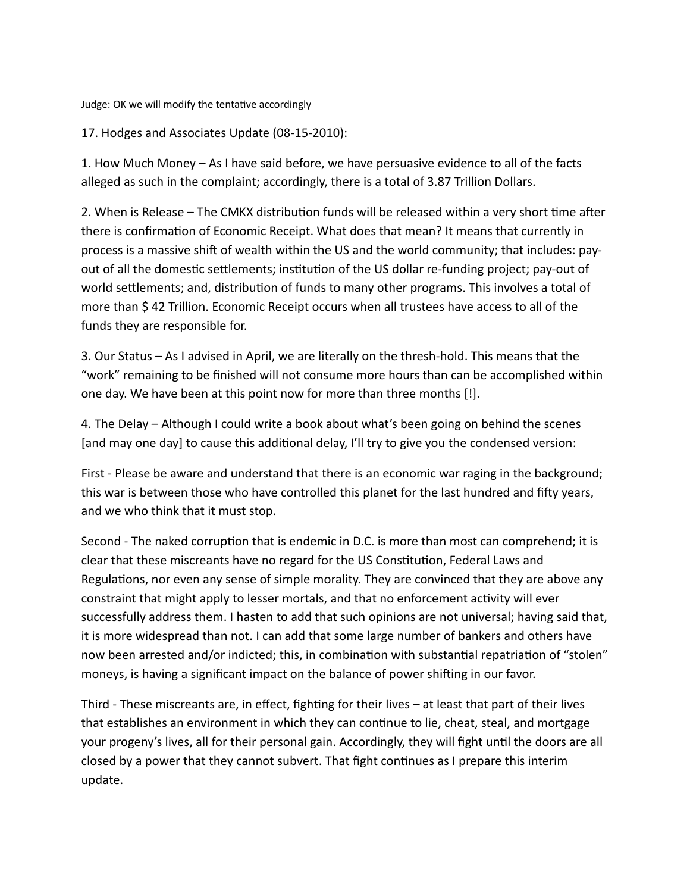Judge: OK we will modify the tentative accordingly

17. Hodges and Associates Update (08-15-2010):

1. How Much Money – As I have said before, we have persuasive evidence to all of the facts alleged as such in the complaint; accordingly, there is a total of 3.87 Trillion Dollars.

2. When is Release – The CMKX distribution funds will be released within a very short time after there is confirmation of Economic Receipt. What does that mean? It means that currently in process is a massive shift of wealth within the US and the world community; that includes: pay-out of all the domestic settlements; institution of the US dollar re-funding project; pay-out of world settlements; and, distribution of funds to many other programs. This involves a total of more than $ 42 Trillion. Economic Receipt occurs when all trustees have access to all of the funds they are responsible for.

3. Our Status – As I advised in April, we are literally on the thresh-hold. This means that the "work" remaining to be finished will not consume more hours than can be accomplished within one day. We have been at this point now for more than three months [!].

4. The Delay – Although I could write a book about what's been going on behind the scenes [and may one day] to cause this additional delay, I'll try to give you the condensed version:

First - Please be aware and understand that there is an economic war raging in the background; this war is between those who have controlled this planet for the last hundred and fifty years, and we who think that it must stop.

Second - The naked corruption that is endemic in D.C. is more than most can comprehend; it is clear that these miscreants have no regard for the US Constitution, Federal Laws and Regulations, nor even any sense of simple morality. They are convinced that they are above any constraint that might apply to lesser mortals, and that no enforcement activity will ever successfully address them. I hasten to add that such opinions are not universal; having said that, it is more widespread than not. I can add that some large number of bankers and others have now been arrested and/or indicted; this, in combination with substantial repatriation of "stolen" moneys, is having a significant impact on the balance of power shifting in our favor.

Third - These miscreants are, in effect, fighting for their lives – at least that part of their lives that establishes an environment in which they can continue to lie, cheat, steal, and mortgage your progeny's lives, all for their personal gain. Accordingly, they will fight until the doors are all closed by a power that they cannot subvert. That fight continues as I prepare this interim update.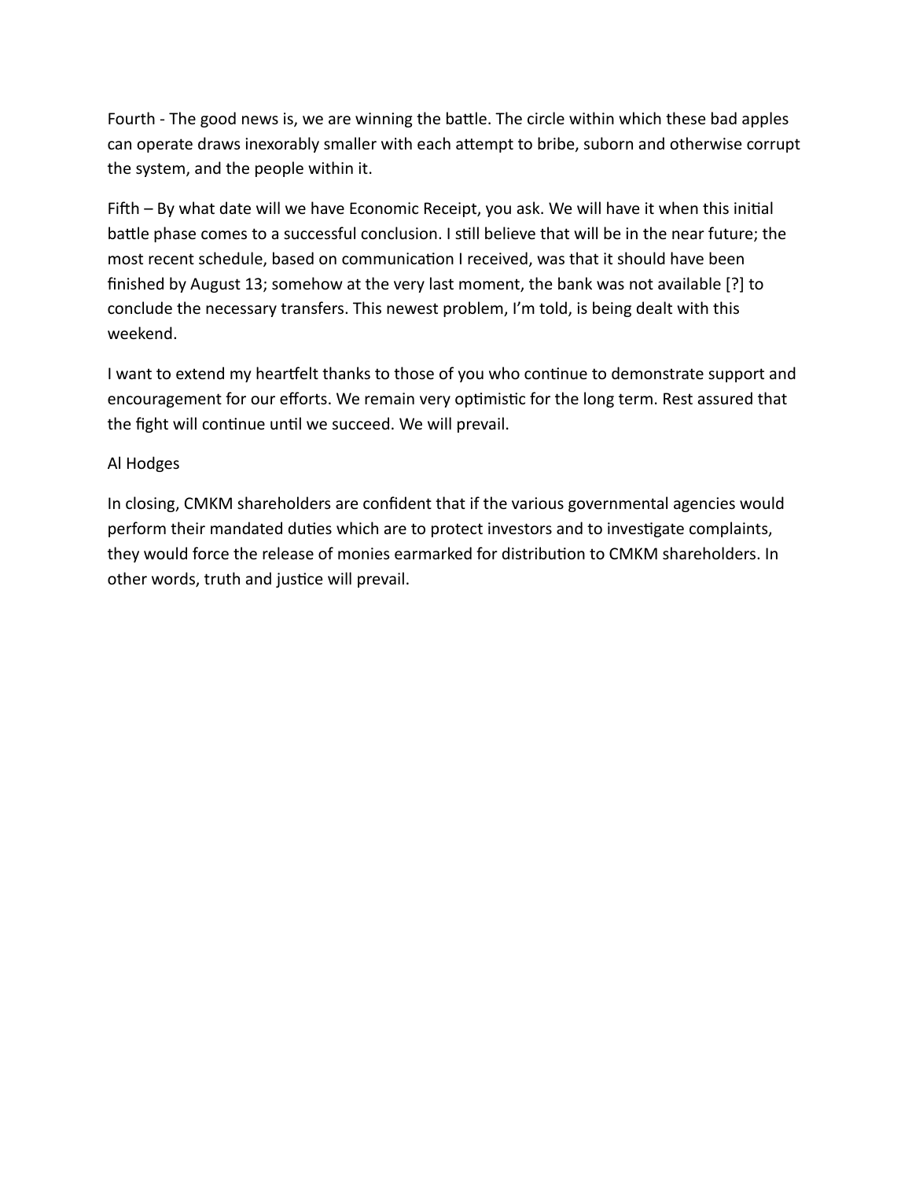Fourth - The good news is, we are winning the battle. The circle within which these bad apples can operate draws inexorably smaller with each attempt to bribe, suborn and otherwise corrupt the system, and the people within it.

Fifth – By what date will we have Economic Receipt, you ask. We will have it when this initial battle phase comes to a successful conclusion. I still believe that will be in the near future; the most recent schedule, based on communication I received, was that it should have been finished by August 13; somehow at the very last moment, the bank was not available [?] to conclude the necessary transfers. This newest problem, I'm told, is being dealt with this weekend.

I want to extend my heartfelt thanks to those of you who continue to demonstrate support and encouragement for our efforts. We remain very optimistic for the long term. Rest assured that the fight will continue until we succeed. We will prevail.

Al Hodges

In closing, CMKM shareholders are confident that if the various governmental agencies would perform their mandated duties which are to protect investors and to investigate complaints, they would force the release of monies earmarked for distribution to CMKM shareholders. In other words, truth and justice will prevail.